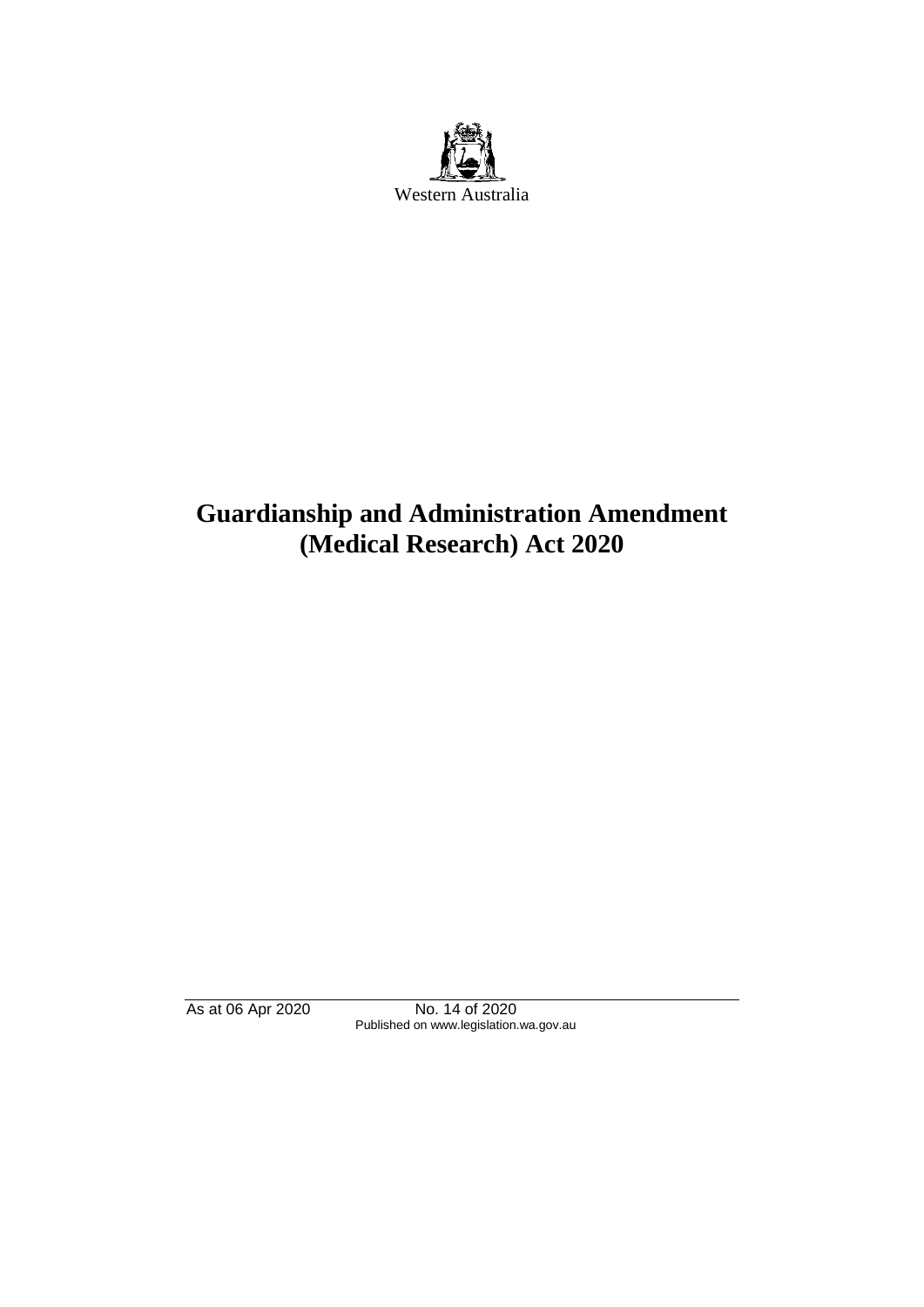Western Australia

# Guardianship and Administration Amendment (Medical Research) Act 2020

As at 06 Apr 2020 No. 14 of 2020

Published on www.legislation.wa.gov.au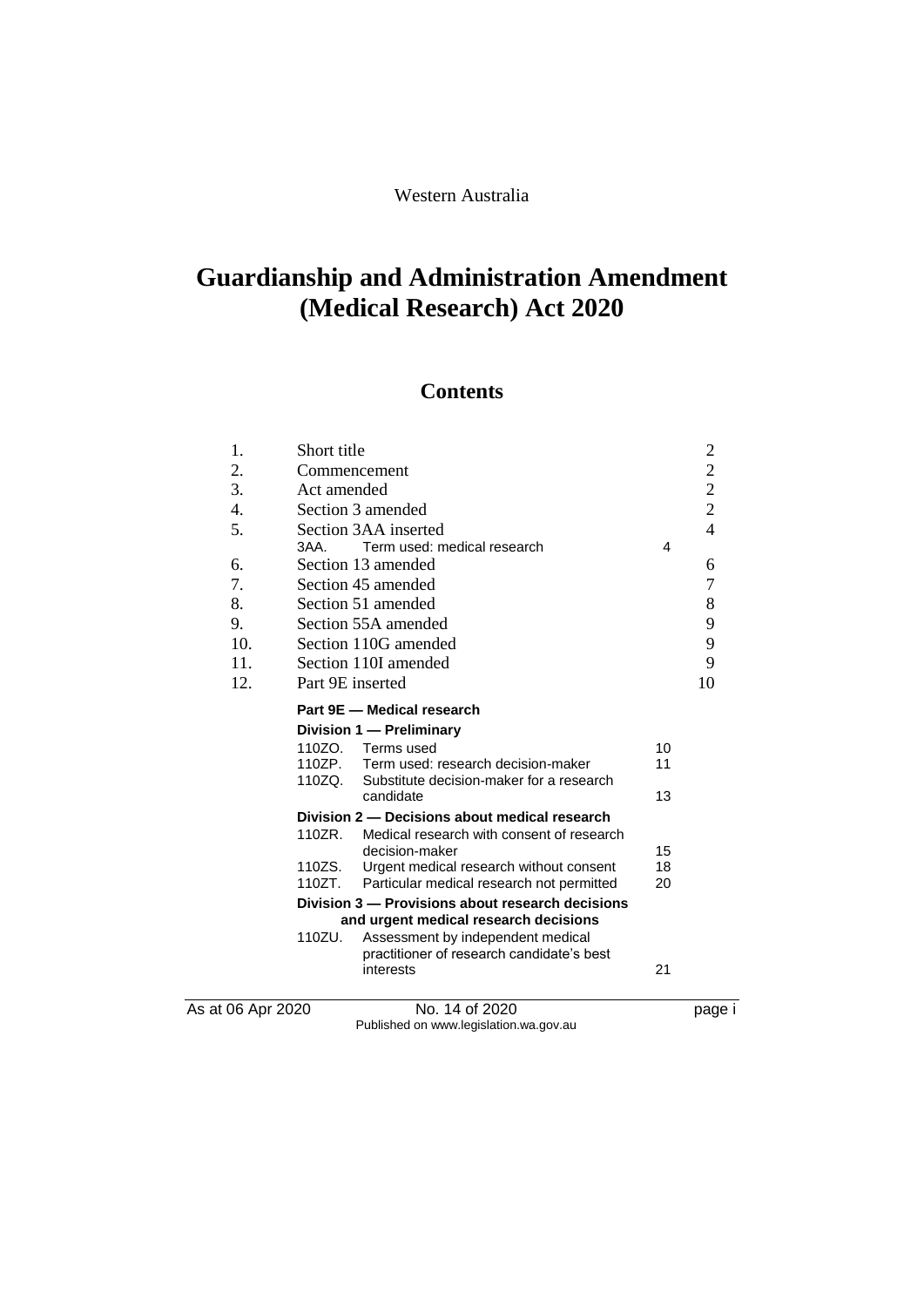Western Australia

# Guardianship and Administration Amendment (Medical Research) Act 2020

## Contents

| | | | |
|---|---|---|---|
| 1. | Short title | | 2 |
| 2. | Commencement | | 2 |
| 3. | Act amended | | 2 |
| 4. | Section 3 amended | | 2 |
| 5. | Section 3AA inserted | | 4 |
| | 3AA. Term used: medical research | 4 | |
| 6. | Section 13 amended | | 6 |
| 7. | Section 45 amended | | 7 |
| 8. | Section 51 amended | | 8 |
| 9. | Section 55A amended | | 9 |
| 10. | Section 110G amended | | 9 |
| 11. | Section 110I amended | | 9 |
| 12. | Part 9E inserted | | 10 |

**Part 9E — Medical research**

**Division 1 — Preliminary**

| | | |
|---|---|---|
| 110ZO. | Terms used | 10 |
| 110ZP. | Term used: research decision-maker | 11 |
| 110ZQ. | Substitute decision-maker for a research candidate | 13 |

**Division 2 — Decisions about medical research**

| | | |
|---|---|---|
| 110ZR. | Medical research with consent of research decision-maker | 15 |
| 110ZS. | Urgent medical research without consent | 18 |
| 110ZT. | Particular medical research not permitted | 20 |

**Division 3 — Provisions about research decisions and urgent medical research decisions**

| | | |
|---|---|---|
| 110ZU. | Assessment by independent medical practitioner of research candidate's best interests | 21 |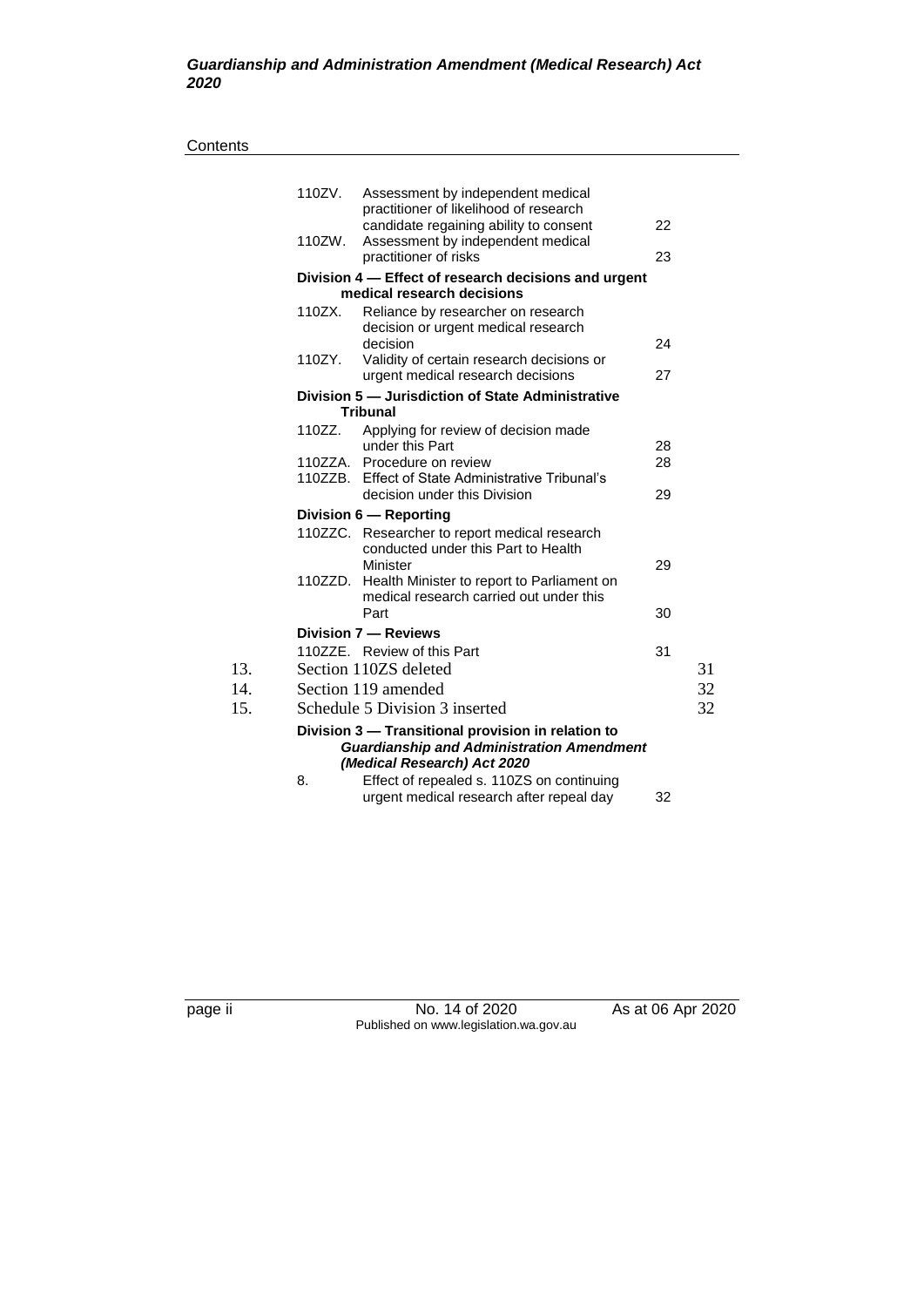Contents

| | | |
|---|---|---|
| 110ZV. | Assessment by independent medical practitioner of likelihood of research candidate regaining ability to consent | 22 |
| 110ZW. | Assessment by independent medical practitioner of risks | 23 |
| **Division 4 — Effect of research decisions and urgent medical research decisions** | | |
| 110ZX. | Reliance by researcher on research decision or urgent medical research decision | 24 |
| 110ZY. | Validity of certain research decisions or urgent medical research decisions | 27 |
| **Division 5 — Jurisdiction of State Administrative Tribunal** | | |
| 110ZZ. | Applying for review of decision made under this Part | 28 |
| 110ZZA. | Procedure on review | 28 |
| 110ZZB. | Effect of State Administrative Tribunal's decision under this Division | 29 |
| **Division 6 — Reporting** | | |
| 110ZZC. | Researcher to report medical research conducted under this Part to Health Minister | 29 |
| 110ZZD. | Health Minister to report to Parliament on medical research carried out under this Part | 30 |
| **Division 7 — Reviews** | | |
| 110ZZE. | Review of this Part | 31 |

| | | |
|---|---|---|
| 13. | Section 110ZS deleted | 31 |
| 14. | Section 119 amended | 32 |
| 15. | Schedule 5 Division 3 inserted | 32 |

**Division 3 — Transitional provision in relation to *Guardianship and Administration Amendment (Medical Research) Act 2020***

| | | |
|---|---|---|
| 8. | Effect of repealed s. 110ZS on continuing urgent medical research after repeal day | 32 |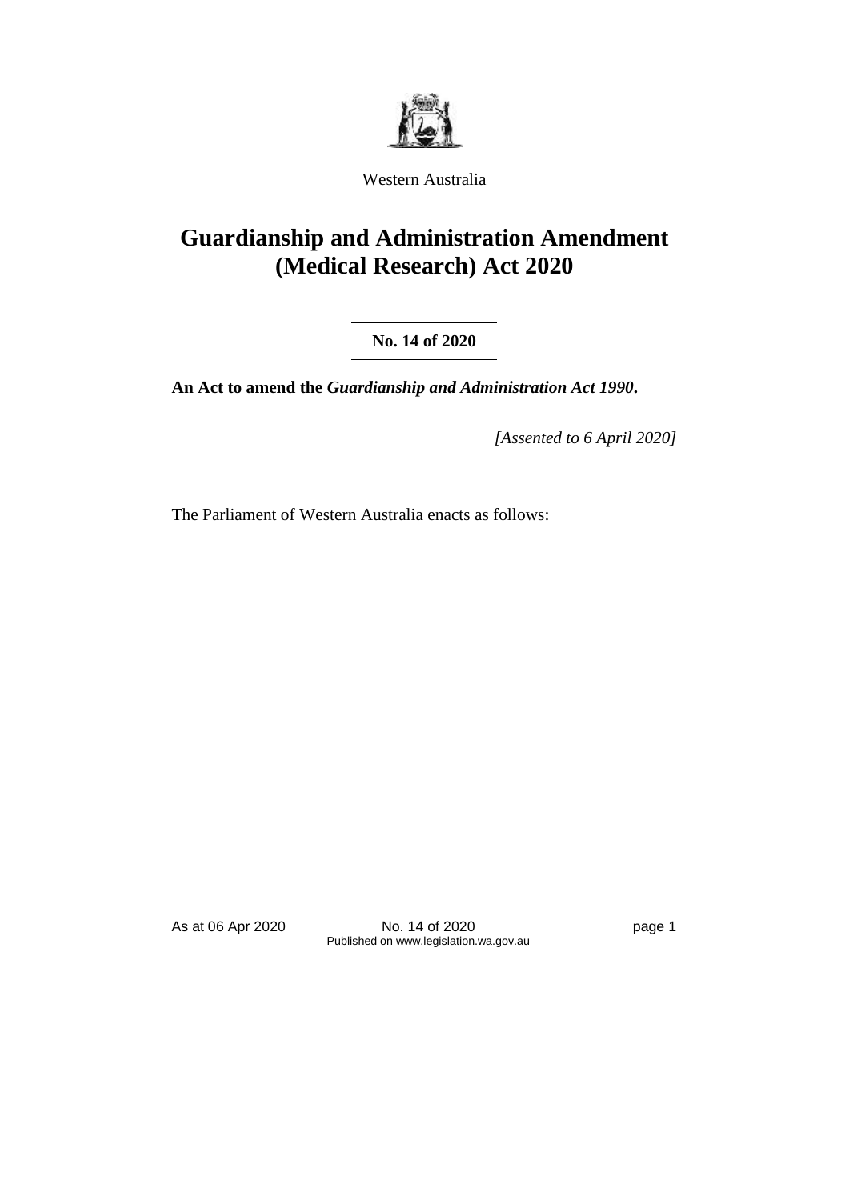Western Australia

# Guardianship and Administration Amendment (Medical Research) Act 2020

**No. 14 of 2020**

**An Act to amend the *Guardianship and Administration Act 1990*.**

*[Assented to 6 April 2020]*

The Parliament of Western Australia enacts as follows: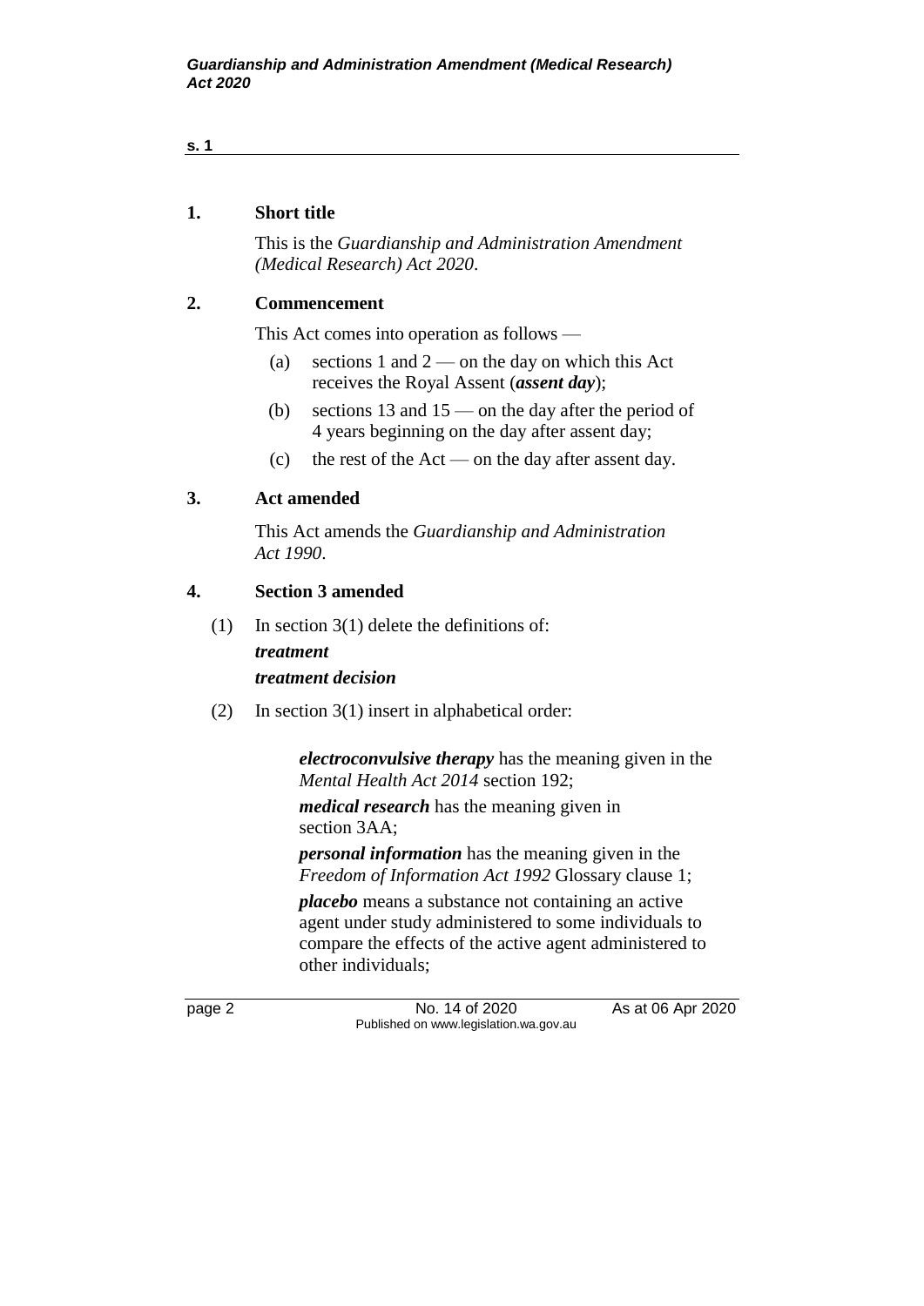**1. Short title**

This is the *Guardianship and Administration Amendment (Medical Research) Act 2020*.

**2. Commencement**

This Act comes into operation as follows —

(a) sections 1 and 2 — on the day on which this Act receives the Royal Assent (***assent day***);

(b) sections 13 and 15 — on the day after the period of 4 years beginning on the day after assent day;

(c) the rest of the Act — on the day after assent day.

**3. Act amended**

This Act amends the *Guardianship and Administration Act 1990*.

**4. Section 3 amended**

(1) In section 3(1) delete the definitions of:

***treatment***

***treatment decision***

(2) In section 3(1) insert in alphabetical order:

> ***electroconvulsive therapy*** has the meaning given in the *Mental Health Act 2014* section 192;
>
> ***medical research*** has the meaning given in section 3AA;
>
> ***personal information*** has the meaning given in the *Freedom of Information Act 1992* Glossary clause 1;
>
> ***placebo*** means a substance not containing an active agent under study administered to some individuals to compare the effects of the active agent administered to other individuals;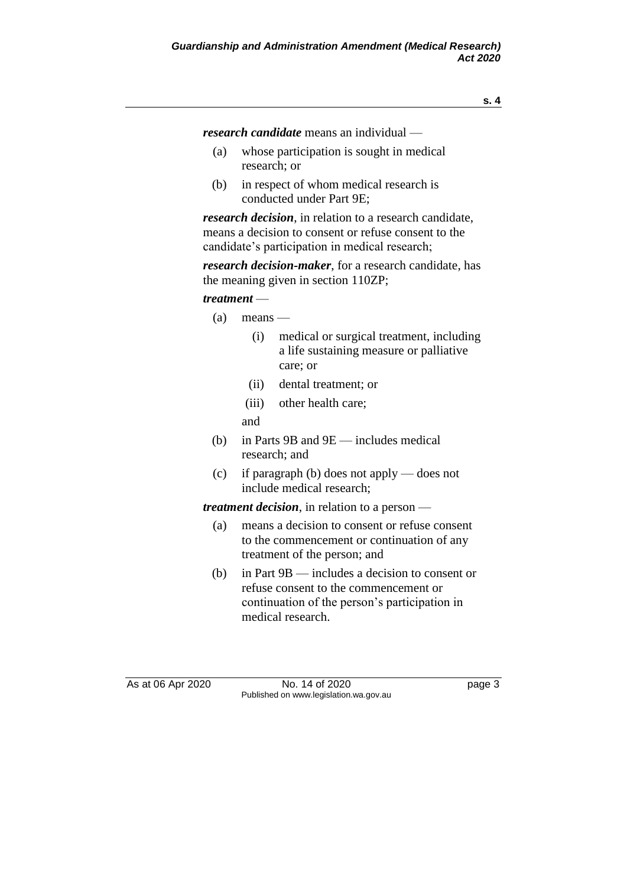***research candidate*** means an individual —

(a) whose participation is sought in medical research; or

(b) in respect of whom medical research is conducted under Part 9E;

***research decision***, in relation to a research candidate, means a decision to consent or refuse consent to the candidate's participation in medical research;

***research decision-maker***, for a research candidate, has the meaning given in section 110ZP;

***treatment*** —

(a) means —

(i) medical or surgical treatment, including a life sustaining measure or palliative care; or

(ii) dental treatment; or

(iii) other health care;

and

(b) in Parts 9B and 9E — includes medical research; and

(c) if paragraph (b) does not apply — does not include medical research;

***treatment decision***, in relation to a person —

(a) means a decision to consent or refuse consent to the commencement or continuation of any treatment of the person; and

(b) in Part 9B — includes a decision to consent or refuse consent to the commencement or continuation of the person's participation in medical research.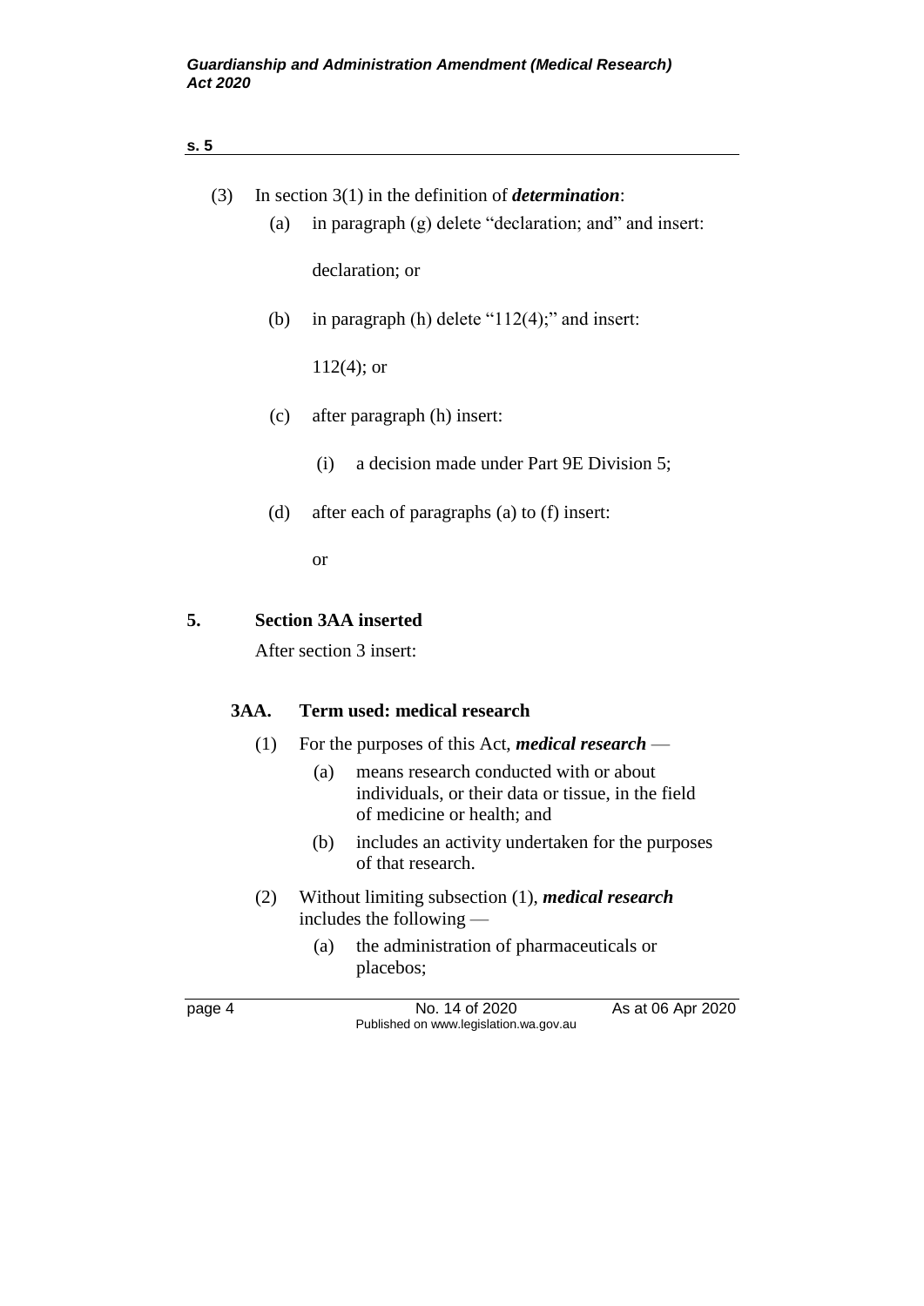(3) In section 3(1) in the definition of ***determination***:

(a) in paragraph (g) delete "declaration; and" and insert:

declaration; or

(b) in paragraph (h) delete "112(4);" and insert:

112(4); or

(c) after paragraph (h) insert:

(i) a decision made under Part 9E Division 5;

(d) after each of paragraphs (a) to (f) insert:

or

## 5. Section 3AA inserted

After section 3 insert:

### 3AA. Term used: medical research

(1) For the purposes of this Act, ***medical research*** —

(a) means research conducted with or about individuals, or their data or tissue, in the field of medicine or health; and

(b) includes an activity undertaken for the purposes of that research.

(2) Without limiting subsection (1), ***medical research*** includes the following —

(a) the administration of pharmaceuticals or placebos;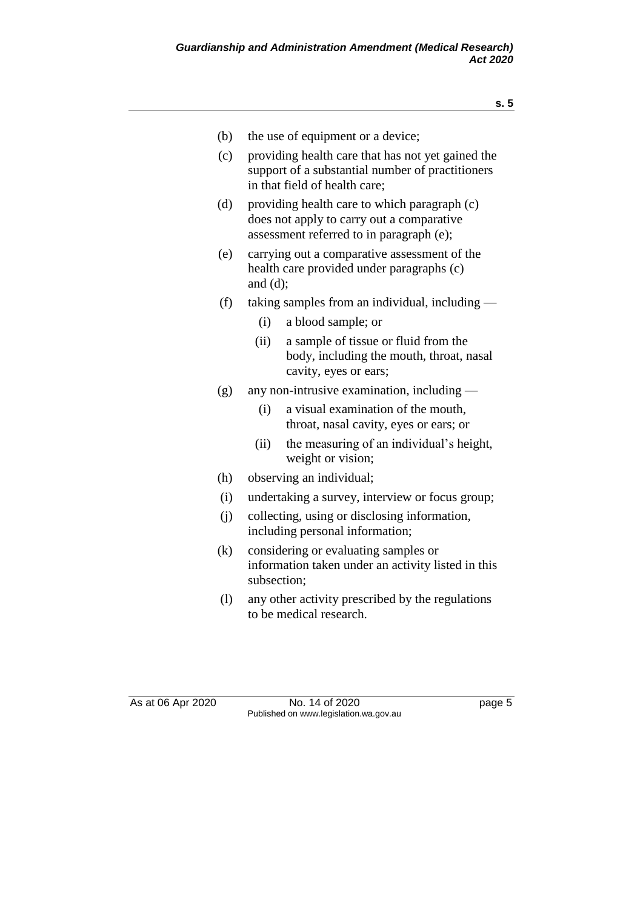(b) the use of equipment or a device;

(c) providing health care that has not yet gained the support of a substantial number of practitioners in that field of health care;

(d) providing health care to which paragraph (c) does not apply to carry out a comparative assessment referred to in paragraph (e);

(e) carrying out a comparative assessment of the health care provided under paragraphs (c) and (d);

(f) taking samples from an individual, including —

  (i) a blood sample; or

  (ii) a sample of tissue or fluid from the body, including the mouth, throat, nasal cavity, eyes or ears;

(g) any non-intrusive examination, including —

  (i) a visual examination of the mouth, throat, nasal cavity, eyes or ears; or

  (ii) the measuring of an individual's height, weight or vision;

(h) observing an individual;

(i) undertaking a survey, interview or focus group;

(j) collecting, using or disclosing information, including personal information;

(k) considering or evaluating samples or information taken under an activity listed in this subsection;

(l) any other activity prescribed by the regulations to be medical research.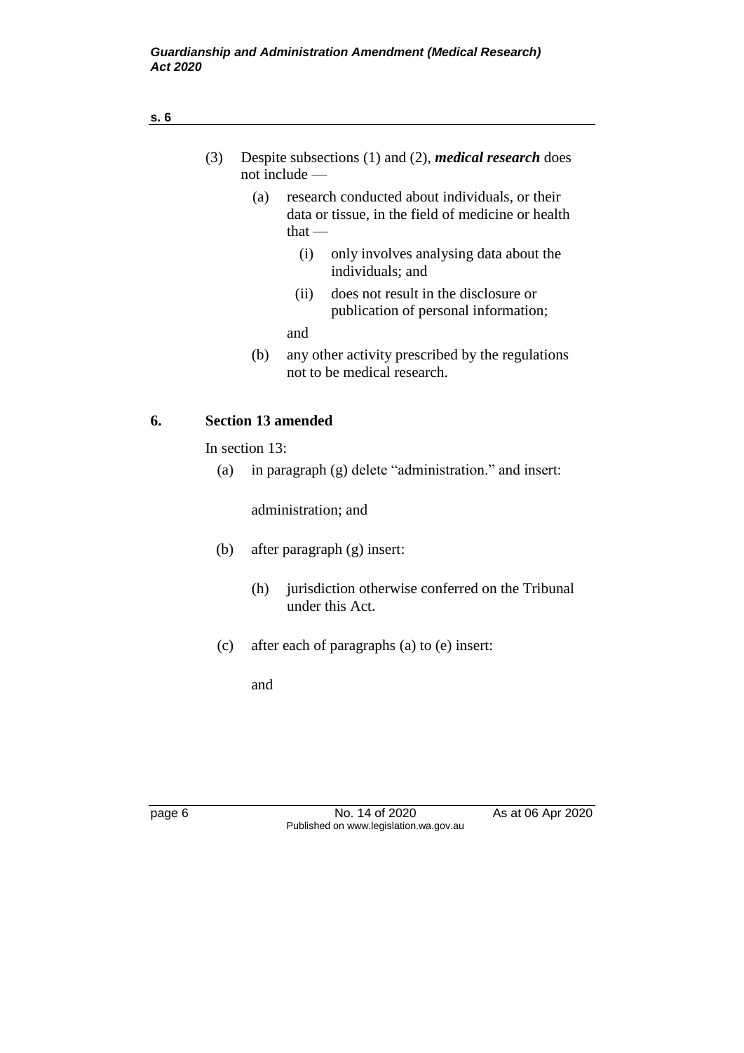(3) Despite subsections (1) and (2), ***medical research*** does not include —

(a) research conducted about individuals, or their data or tissue, in the field of medicine or health that —

(i) only involves analysing data about the individuals; and

(ii) does not result in the disclosure or publication of personal information;

and

(b) any other activity prescribed by the regulations not to be medical research.

## 6. Section 13 amended

In section 13:

(a) in paragraph (g) delete "administration." and insert:

administration; and

(b) after paragraph (g) insert:

(h) jurisdiction otherwise conferred on the Tribunal under this Act.

(c) after each of paragraphs (a) to (e) insert:

and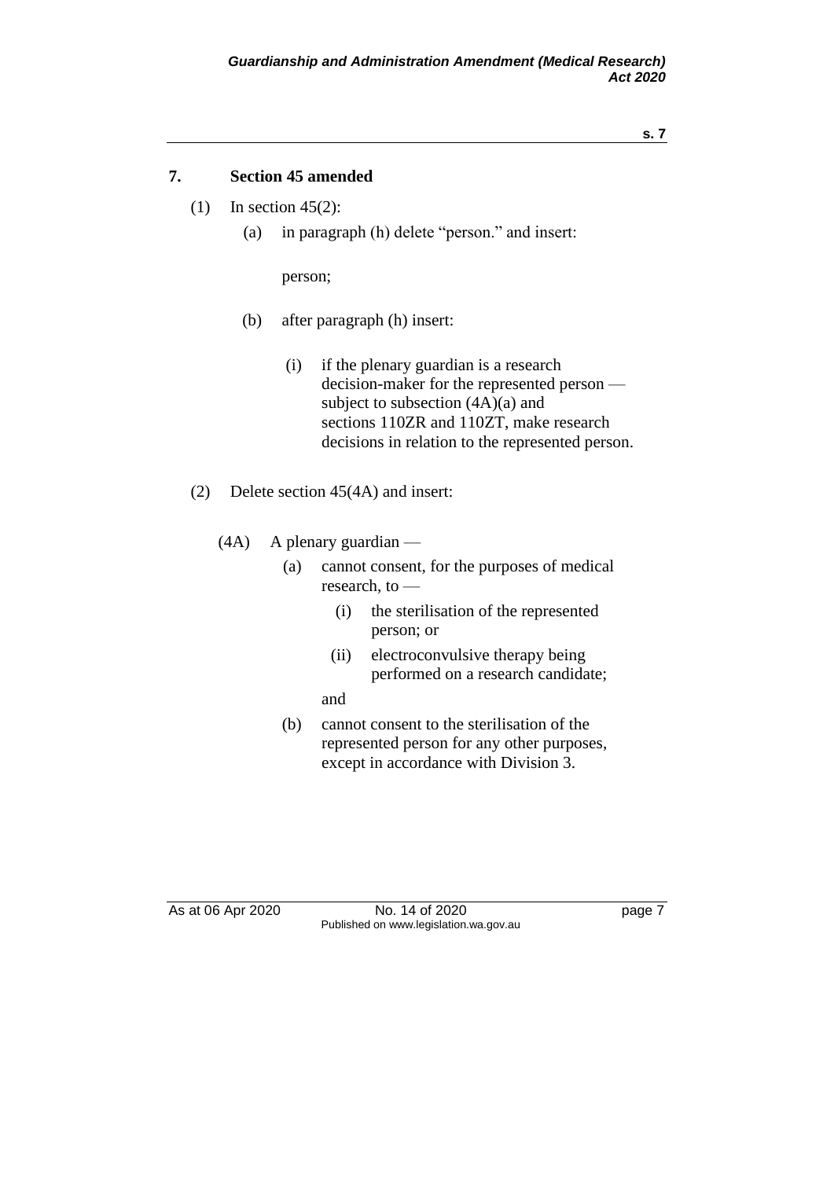## 7. Section 45 amended

(1) In section 45(2):

(a) in paragraph (h) delete "person." and insert:

> person;

(b) after paragraph (h) insert:

> (i) if the plenary guardian is a research decision-maker for the represented person — subject to subsection (4A)(a) and sections 110ZR and 110ZT, make research decisions in relation to the represented person.

(2) Delete section 45(4A) and insert:

> (4A) A plenary guardian —
>
> (a) cannot consent, for the purposes of medical research, to —
>
> (i) the sterilisation of the represented person; or
>
> (ii) electroconvulsive therapy being performed on a research candidate;
>
> and
>
> (b) cannot consent to the sterilisation of the represented person for any other purposes, except in accordance with Division 3.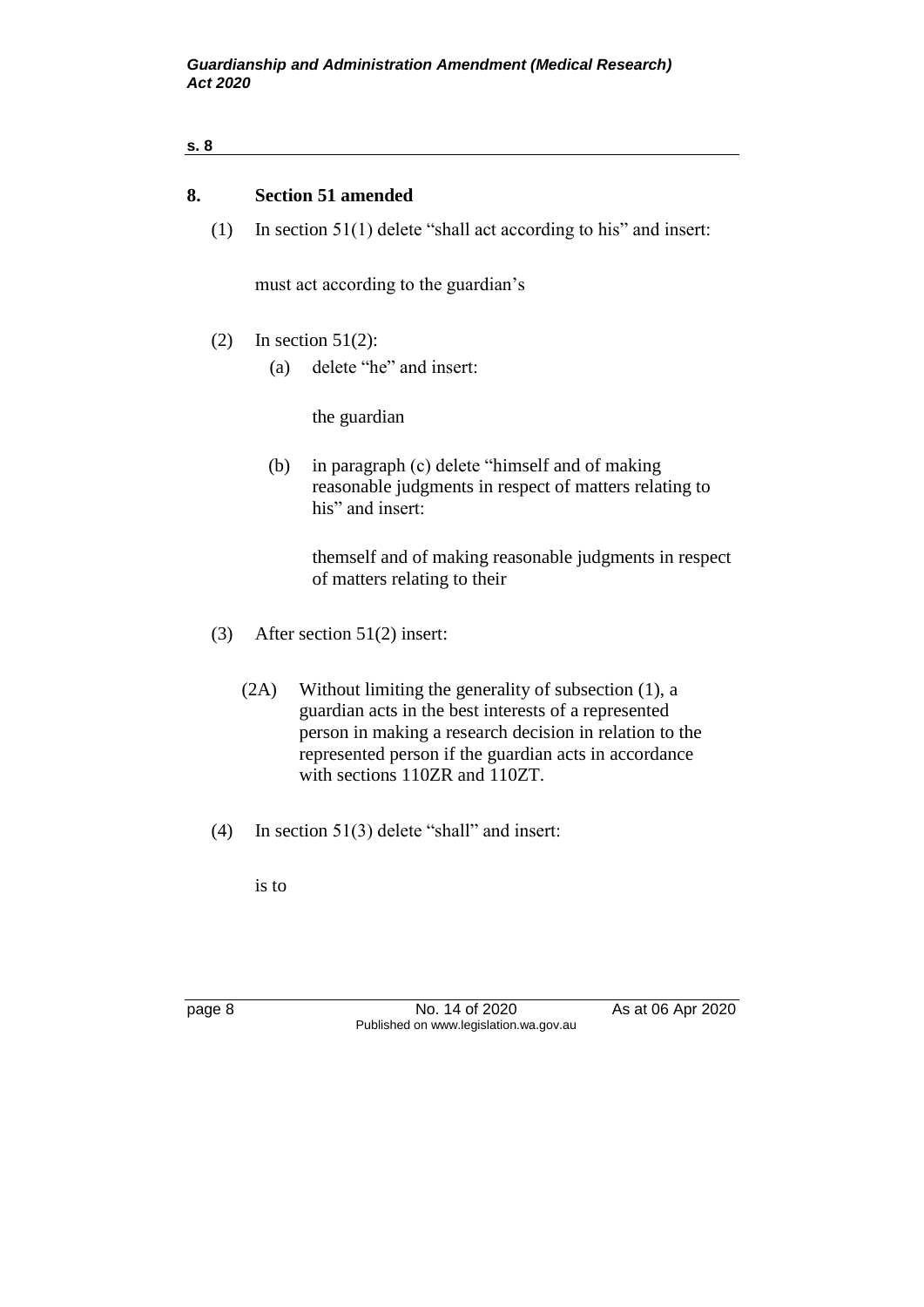## 8. Section 51 amended

(1) In section 51(1) delete "shall act according to his" and insert:

must act according to the guardian's

(2) In section 51(2):

(a) delete "he" and insert:

the guardian

(b) in paragraph (c) delete "himself and of making reasonable judgments in respect of matters relating to his" and insert:

themself and of making reasonable judgments in respect of matters relating to their

(3) After section 51(2) insert:

(2A) Without limiting the generality of subsection (1), a guardian acts in the best interests of a represented person in making a research decision in relation to the represented person if the guardian acts in accordance with sections 110ZR and 110ZT.

(4) In section 51(3) delete "shall" and insert:

is to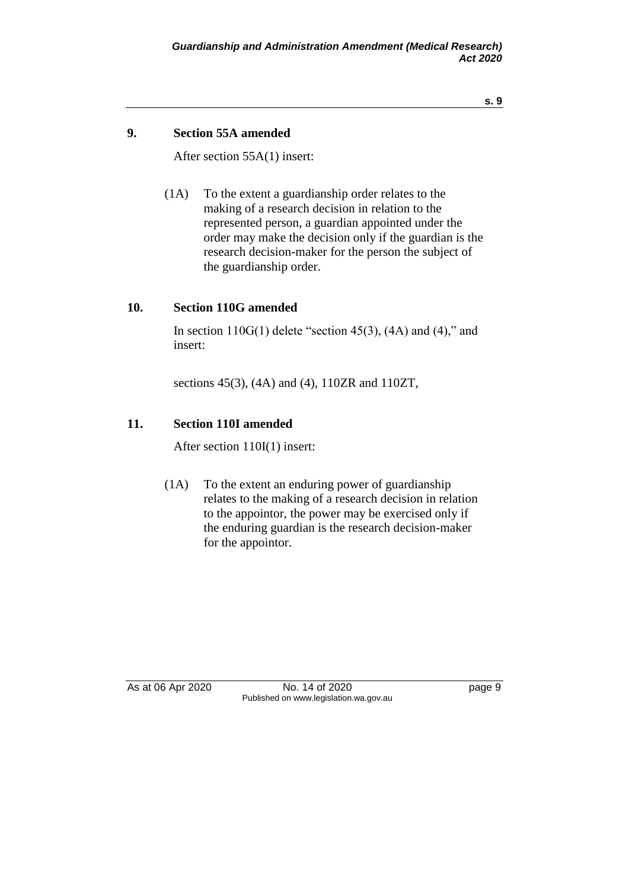## 9. Section 55A amended

After section 55A(1) insert:

(1A) To the extent a guardianship order relates to the making of a research decision in relation to the represented person, a guardian appointed under the order may make the decision only if the guardian is the research decision-maker for the person the subject of the guardianship order.

## 10. Section 110G amended

In section 110G(1) delete "section 45(3), (4A) and (4)," and insert:

sections 45(3), (4A) and (4), 110ZR and 110ZT,

## 11. Section 110I amended

After section 110I(1) insert:

(1A) To the extent an enduring power of guardianship relates to the making of a research decision in relation to the appointor, the power may be exercised only if the enduring guardian is the research decision-maker for the appointor.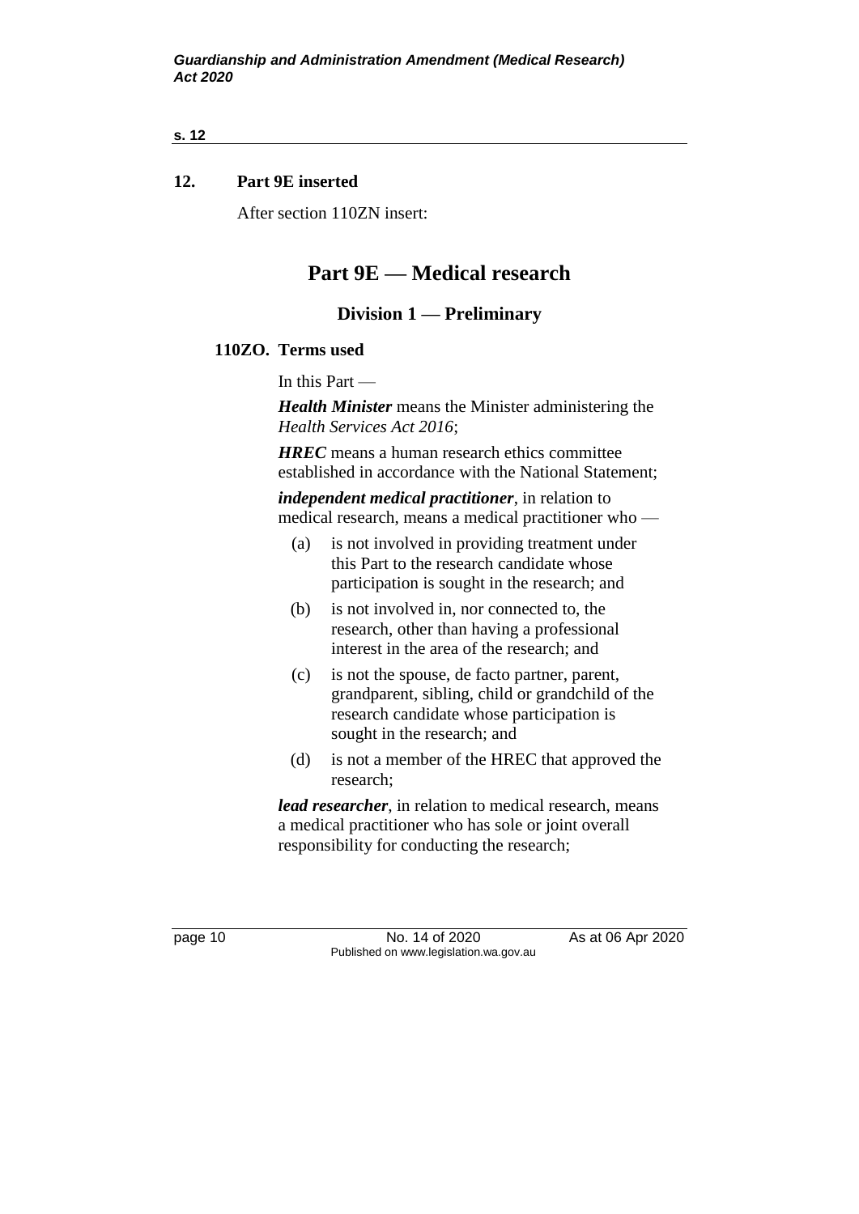## 12. Part 9E inserted

After section 110ZN insert:

# Part 9E — Medical research

## Division 1 — Preliminary

### 110ZO. Terms used

In this Part —

***Health Minister*** means the Minister administering the *Health Services Act 2016*;

***HREC*** means a human research ethics committee established in accordance with the National Statement;

***independent medical practitioner***, in relation to medical research, means a medical practitioner who —

(a) is not involved in providing treatment under this Part to the research candidate whose participation is sought in the research; and

(b) is not involved in, nor connected to, the research, other than having a professional interest in the area of the research; and

(c) is not the spouse, de facto partner, parent, grandparent, sibling, child or grandchild of the research candidate whose participation is sought in the research; and

(d) is not a member of the HREC that approved the research;

***lead researcher***, in relation to medical research, means a medical practitioner who has sole or joint overall responsibility for conducting the research;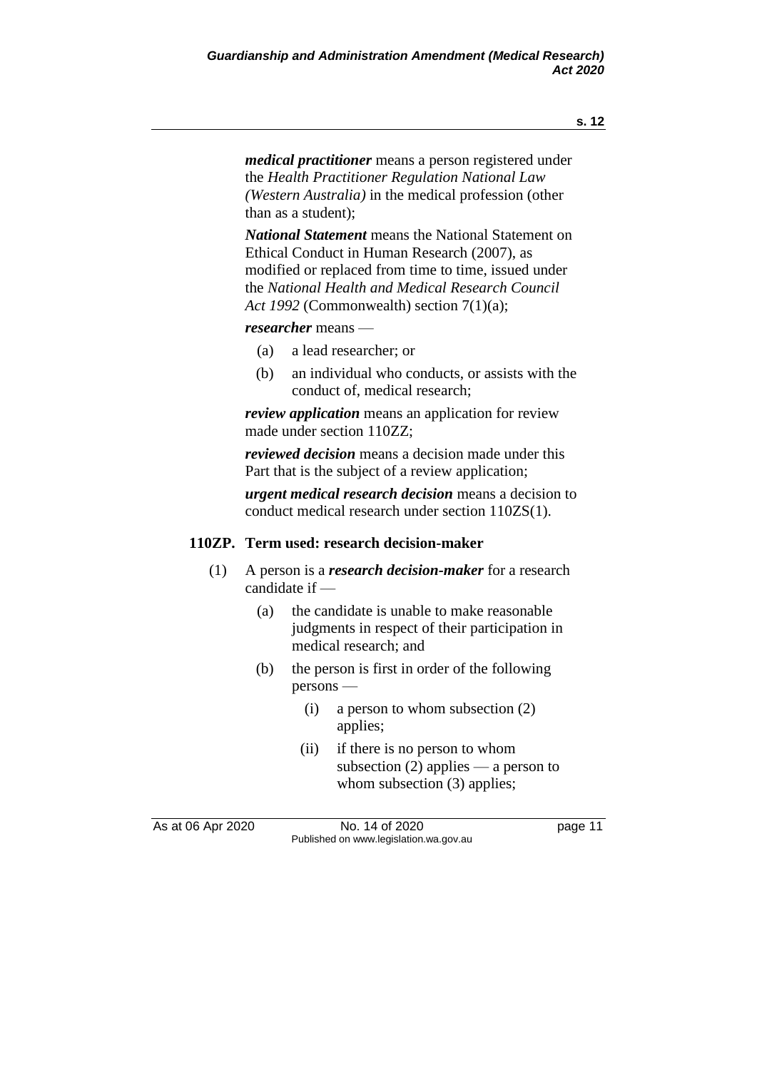***medical practitioner*** means a person registered under the *Health Practitioner Regulation National Law (Western Australia)* in the medical profession (other than as a student);

***National Statement*** means the National Statement on Ethical Conduct in Human Research (2007), as modified or replaced from time to time, issued under the *National Health and Medical Research Council Act 1992* (Commonwealth) section 7(1)(a);

***researcher*** means —

(a) a lead researcher; or

(b) an individual who conducts, or assists with the conduct of, medical research;

***review application*** means an application for review made under section 110ZZ;

***reviewed decision*** means a decision made under this Part that is the subject of a review application;

***urgent medical research decision*** means a decision to conduct medical research under section 110ZS(1).

### 110ZP. Term used: research decision-maker

(1) A person is a ***research decision-maker*** for a research candidate if —

(a) the candidate is unable to make reasonable judgments in respect of their participation in medical research; and

(b) the person is first in order of the following persons —

(i) a person to whom subsection (2) applies;

(ii) if there is no person to whom subsection (2) applies — a person to whom subsection (3) applies;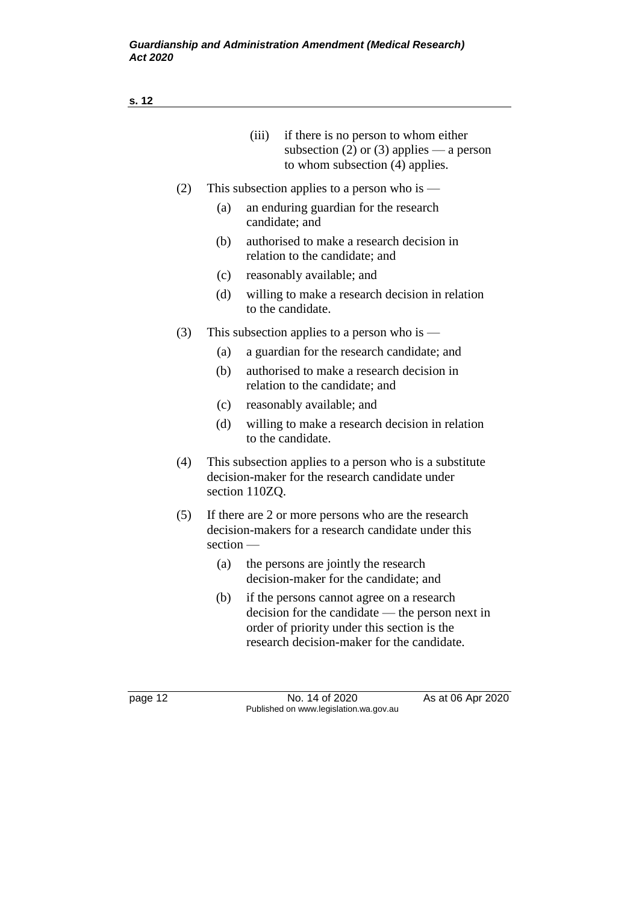(iii) if there is no person to whom either subsection (2) or (3) applies — a person to whom subsection (4) applies.

(2) This subsection applies to a person who is —

(a) an enduring guardian for the research candidate; and

(b) authorised to make a research decision in relation to the candidate; and

(c) reasonably available; and

(d) willing to make a research decision in relation to the candidate.

(3) This subsection applies to a person who is —

(a) a guardian for the research candidate; and

(b) authorised to make a research decision in relation to the candidate; and

(c) reasonably available; and

(d) willing to make a research decision in relation to the candidate.

(4) This subsection applies to a person who is a substitute decision-maker for the research candidate under section 110ZQ.

(5) If there are 2 or more persons who are the research decision-makers for a research candidate under this section —

(a) the persons are jointly the research decision-maker for the candidate; and

(b) if the persons cannot agree on a research decision for the candidate — the person next in order of priority under this section is the research decision-maker for the candidate.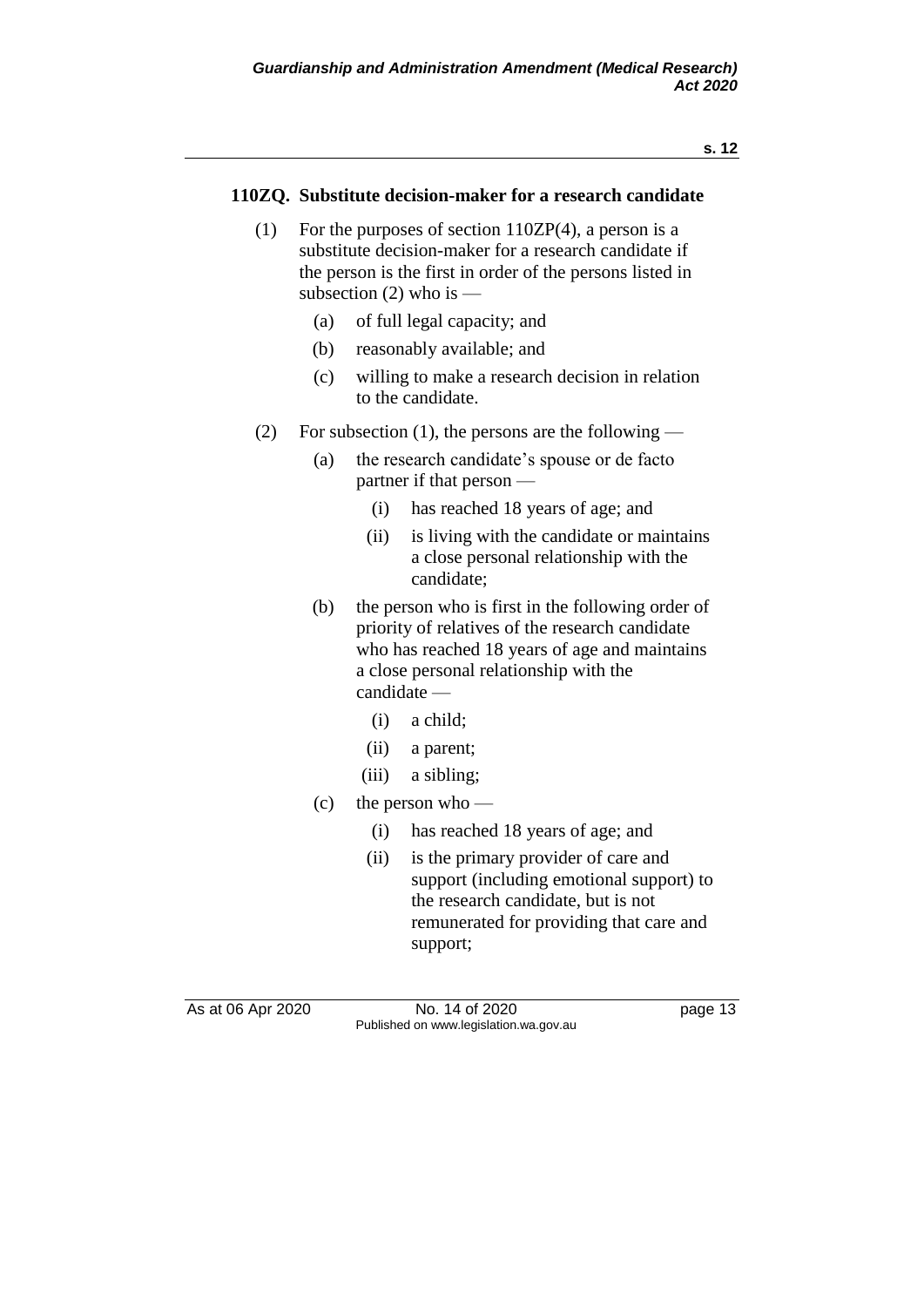**110ZQ. Substitute decision-maker for a research candidate**

(1) For the purposes of section 110ZP(4), a person is a substitute decision-maker for a research candidate if the person is the first in order of the persons listed in subsection (2) who is —

  (a) of full legal capacity; and

  (b) reasonably available; and

  (c) willing to make a research decision in relation to the candidate.

(2) For subsection (1), the persons are the following —

  (a) the research candidate's spouse or de facto partner if that person —

    (i) has reached 18 years of age; and

    (ii) is living with the candidate or maintains a close personal relationship with the candidate;

  (b) the person who is first in the following order of priority of relatives of the research candidate who has reached 18 years of age and maintains a close personal relationship with the candidate —

    (i) a child;

    (ii) a parent;

    (iii) a sibling;

  (c) the person who —

    (i) has reached 18 years of age; and

    (ii) is the primary provider of care and support (including emotional support) to the research candidate, but is not remunerated for providing that care and support;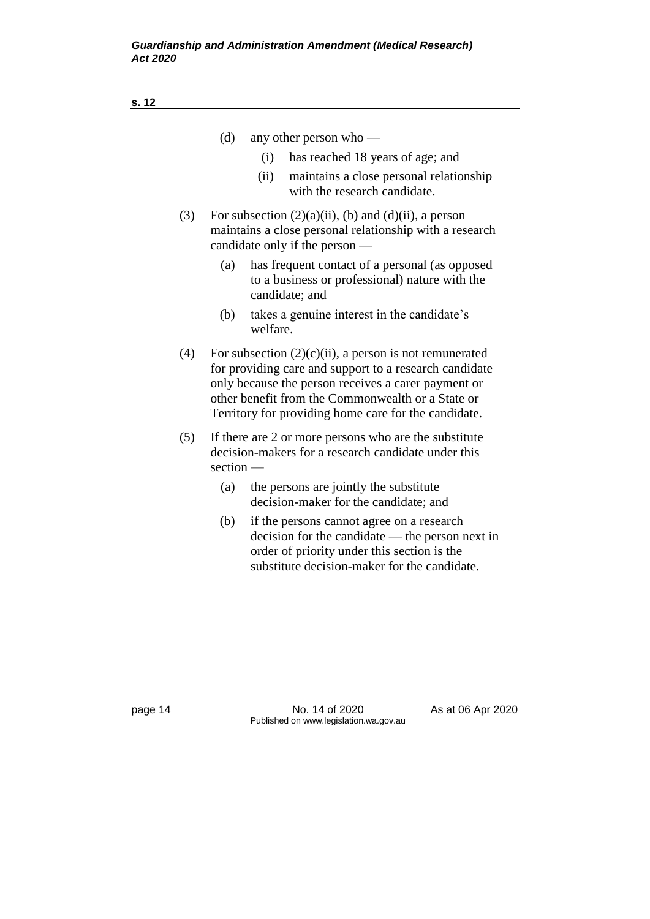(d) any other person who —

(i) has reached 18 years of age; and

(ii) maintains a close personal relationship with the research candidate.

(3) For subsection (2)(a)(ii), (b) and (d)(ii), a person maintains a close personal relationship with a research candidate only if the person —

(a) has frequent contact of a personal (as opposed to a business or professional) nature with the candidate; and

(b) takes a genuine interest in the candidate's welfare.

(4) For subsection (2)(c)(ii), a person is not remunerated for providing care and support to a research candidate only because the person receives a carer payment or other benefit from the Commonwealth or a State or Territory for providing home care for the candidate.

(5) If there are 2 or more persons who are the substitute decision-makers for a research candidate under this section —

(a) the persons are jointly the substitute decision-maker for the candidate; and

(b) if the persons cannot agree on a research decision for the candidate — the person next in order of priority under this section is the substitute decision-maker for the candidate.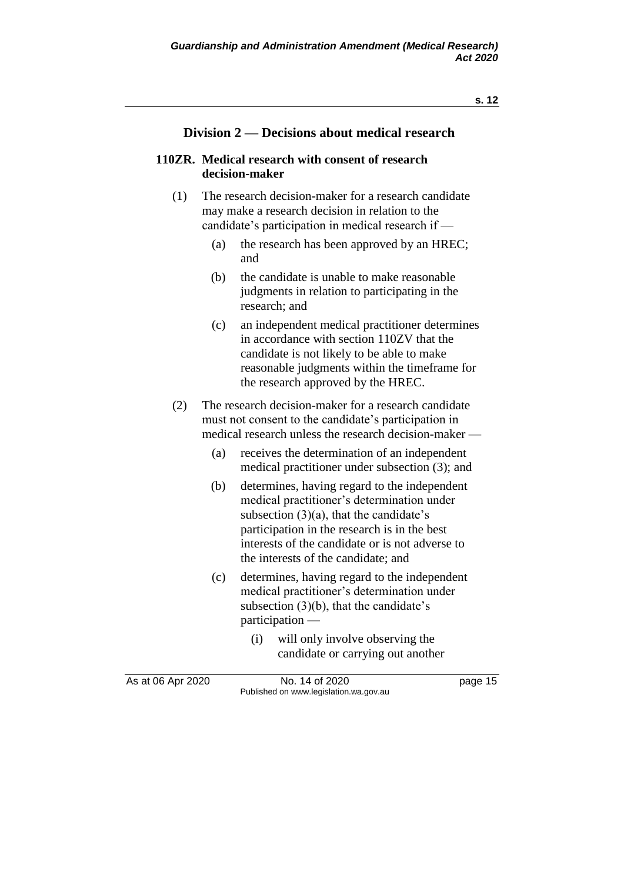## Division 2 — Decisions about medical research

### 110ZR. Medical research with consent of research decision-maker

(1) The research decision-maker for a research candidate may make a research decision in relation to the candidate's participation in medical research if —

   (a) the research has been approved by an HREC; and

   (b) the candidate is unable to make reasonable judgments in relation to participating in the research; and

   (c) an independent medical practitioner determines in accordance with section 110ZV that the candidate is not likely to be able to make reasonable judgments within the timeframe for the research approved by the HREC.

(2) The research decision-maker for a research candidate must not consent to the candidate's participation in medical research unless the research decision-maker —

   (a) receives the determination of an independent medical practitioner under subsection (3); and

   (b) determines, having regard to the independent medical practitioner's determination under subsection (3)(a), that the candidate's participation in the research is in the best interests of the candidate or is not adverse to the interests of the candidate; and

   (c) determines, having regard to the independent medical practitioner's determination under subsection (3)(b), that the candidate's participation —

      (i) will only involve observing the candidate or carrying out another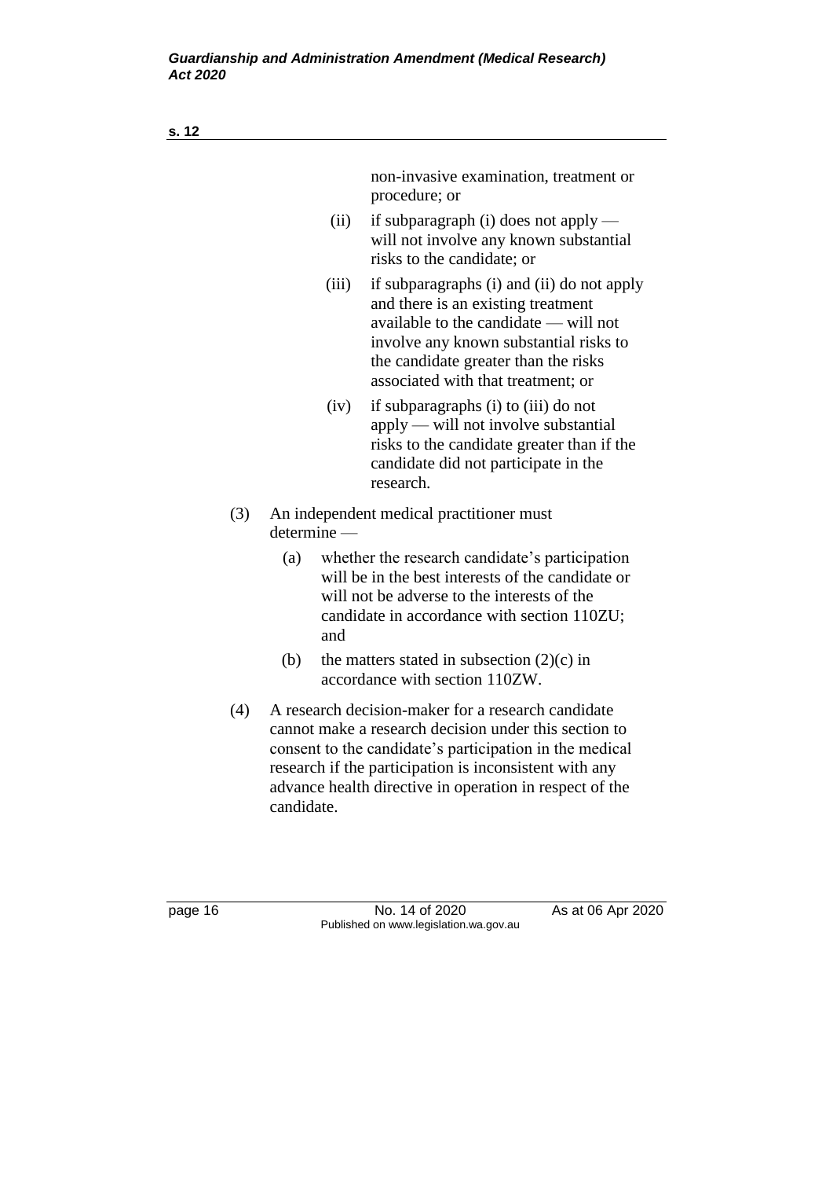non-invasive examination, treatment or procedure; or

- (ii) if subparagraph (i) does not apply — will not involve any known substantial risks to the candidate; or
- (iii) if subparagraphs (i) and (ii) do not apply and there is an existing treatment available to the candidate — will not involve any known substantial risks to the candidate greater than the risks associated with that treatment; or
- (iv) if subparagraphs (i) to (iii) do not apply — will not involve substantial risks to the candidate greater than if the candidate did not participate in the research.

(3) An independent medical practitioner must determine —

- (a) whether the research candidate's participation will be in the best interests of the candidate or will not be adverse to the interests of the candidate in accordance with section 110ZU; and
- (b) the matters stated in subsection (2)(c) in accordance with section 110ZW.

(4) A research decision-maker for a research candidate cannot make a research decision under this section to consent to the candidate's participation in the medical research if the participation is inconsistent with any advance health directive in operation in respect of the candidate.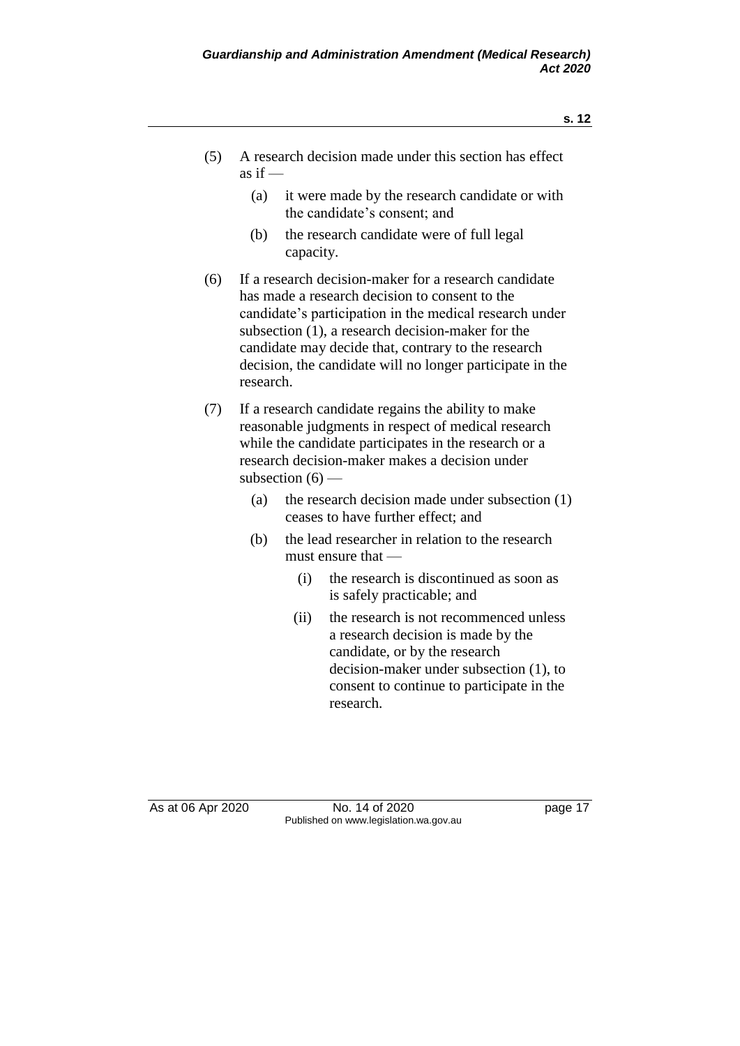(5) A research decision made under this section has effect as if —

   (a) it were made by the research candidate or with the candidate's consent; and

   (b) the research candidate were of full legal capacity.

(6) If a research decision-maker for a research candidate has made a research decision to consent to the candidate's participation in the medical research under subsection (1), a research decision-maker for the candidate may decide that, contrary to the research decision, the candidate will no longer participate in the research.

(7) If a research candidate regains the ability to make reasonable judgments in respect of medical research while the candidate participates in the research or a research decision-maker makes a decision under subsection (6) —

   (a) the research decision made under subsection (1) ceases to have further effect; and

   (b) the lead researcher in relation to the research must ensure that —

      (i) the research is discontinued as soon as is safely practicable; and

      (ii) the research is not recommenced unless a research decision is made by the candidate, or by the research decision-maker under subsection (1), to consent to continue to participate in the research.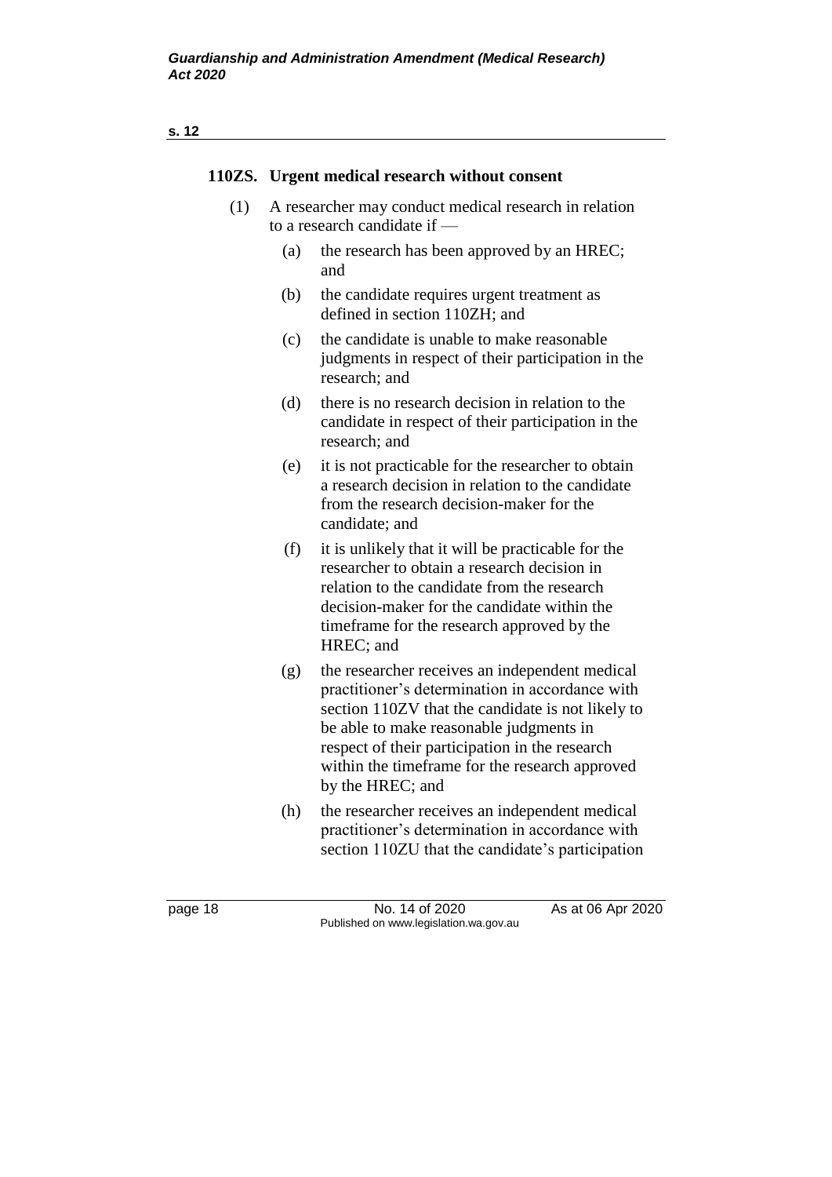### 110ZS. Urgent medical research without consent

(1) A researcher may conduct medical research in relation to a research candidate if —

(a) the research has been approved by an HREC; and

(b) the candidate requires urgent treatment as defined in section 110ZH; and

(c) the candidate is unable to make reasonable judgments in respect of their participation in the research; and

(d) there is no research decision in relation to the candidate in respect of their participation in the research; and

(e) it is not practicable for the researcher to obtain a research decision in relation to the candidate from the research decision-maker for the candidate; and

(f) it is unlikely that it will be practicable for the researcher to obtain a research decision in relation to the candidate from the research decision-maker for the candidate within the timeframe for the research approved by the HREC; and

(g) the researcher receives an independent medical practitioner's determination in accordance with section 110ZV that the candidate is not likely to be able to make reasonable judgments in respect of their participation in the research within the timeframe for the research approved by the HREC; and

(h) the researcher receives an independent medical practitioner's determination in accordance with section 110ZU that the candidate's participation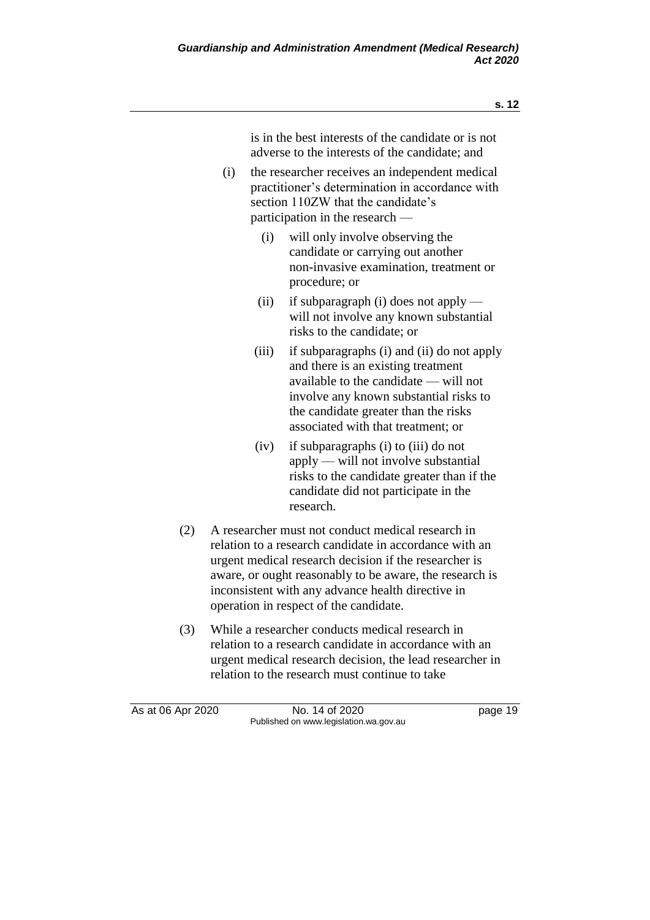is in the best interests of the candidate or is not adverse to the interests of the candidate; and

(i) the researcher receives an independent medical practitioner's determination in accordance with section 110ZW that the candidate's participation in the research —

  (i) will only involve observing the candidate or carrying out another non-invasive examination, treatment or procedure; or

  (ii) if subparagraph (i) does not apply — will not involve any known substantial risks to the candidate; or

  (iii) if subparagraphs (i) and (ii) do not apply and there is an existing treatment available to the candidate — will not involve any known substantial risks to the candidate greater than the risks associated with that treatment; or

  (iv) if subparagraphs (i) to (iii) do not apply — will not involve substantial risks to the candidate greater than if the candidate did not participate in the research.

(2) A researcher must not conduct medical research in relation to a research candidate in accordance with an urgent medical research decision if the researcher is aware, or ought reasonably to be aware, the research is inconsistent with any advance health directive in operation in respect of the candidate.

(3) While a researcher conducts medical research in relation to a research candidate in accordance with an urgent medical research decision, the lead researcher in relation to the research must continue to take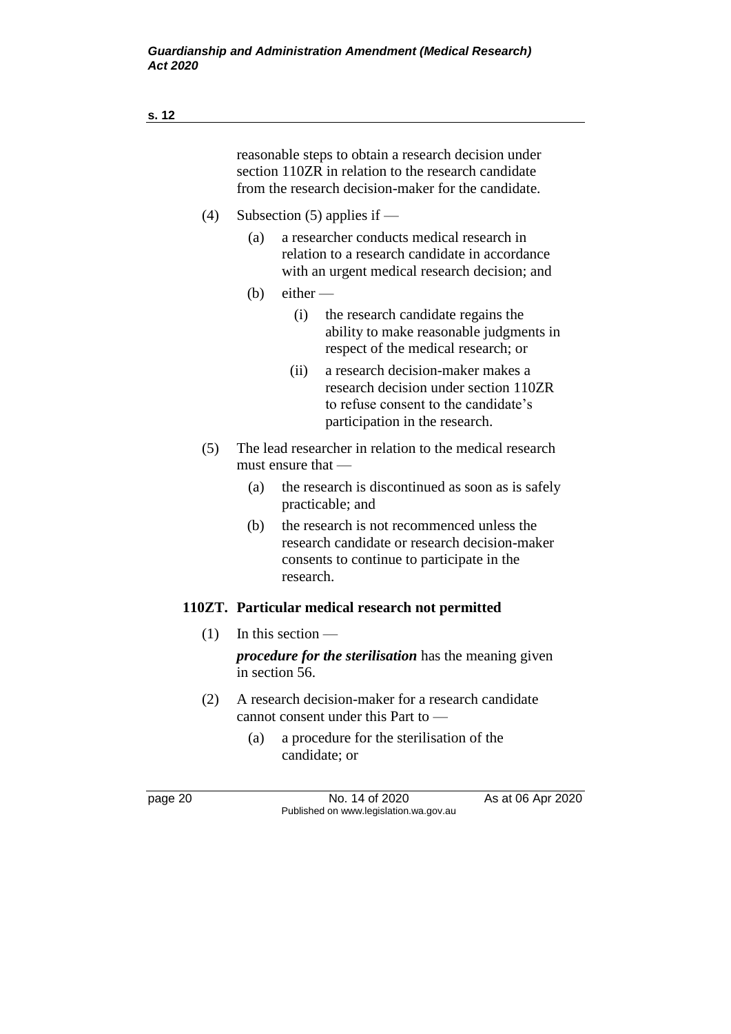reasonable steps to obtain a research decision under section 110ZR in relation to the research candidate from the research decision-maker for the candidate.

(4) Subsection (5) applies if —

(a) a researcher conducts medical research in relation to a research candidate in accordance with an urgent medical research decision; and

(b) either —

(i) the research candidate regains the ability to make reasonable judgments in respect of the medical research; or

(ii) a research decision-maker makes a research decision under section 110ZR to refuse consent to the candidate's participation in the research.

(5) The lead researcher in relation to the medical research must ensure that —

(a) the research is discontinued as soon as is safely practicable; and

(b) the research is not recommenced unless the research candidate or research decision-maker consents to continue to participate in the research.

### 110ZT. Particular medical research not permitted

(1) In this section —

***procedure for the sterilisation*** has the meaning given in section 56.

(2) A research decision-maker for a research candidate cannot consent under this Part to —

(a) a procedure for the sterilisation of the candidate; or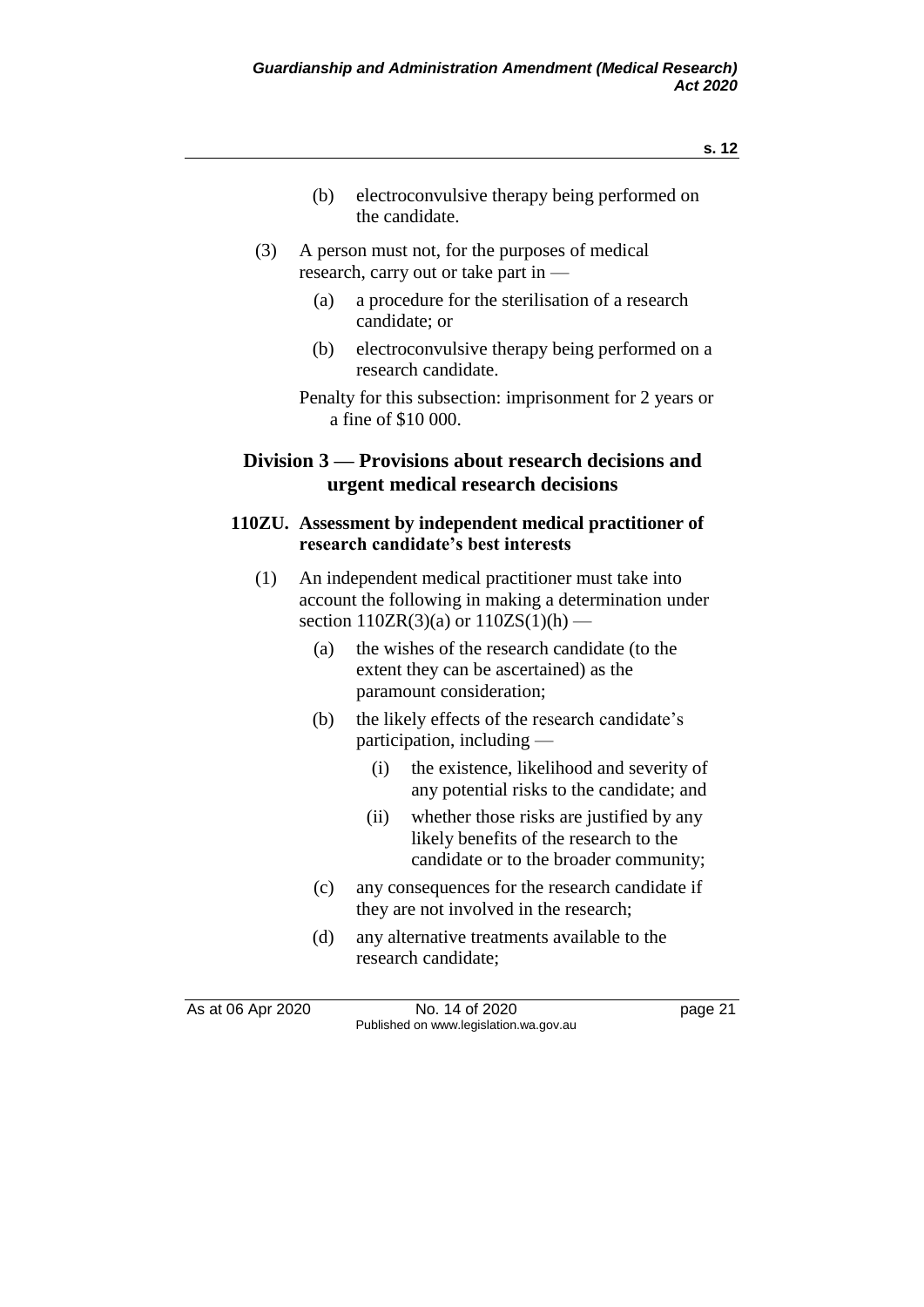(b) electroconvulsive therapy being performed on the candidate.

(3) A person must not, for the purposes of medical research, carry out or take part in —

(a) a procedure for the sterilisation of a research candidate; or

(b) electroconvulsive therapy being performed on a research candidate.

Penalty for this subsection: imprisonment for 2 years or a fine of $10 000.

## Division 3 — Provisions about research decisions and urgent medical research decisions

### 110ZU. Assessment by independent medical practitioner of research candidate's best interests

(1) An independent medical practitioner must take into account the following in making a determination under section 110ZR(3)(a) or 110ZS(1)(h) —

(a) the wishes of the research candidate (to the extent they can be ascertained) as the paramount consideration;

(b) the likely effects of the research candidate's participation, including —

(i) the existence, likelihood and severity of any potential risks to the candidate; and

(ii) whether those risks are justified by any likely benefits of the research to the candidate or to the broader community;

(c) any consequences for the research candidate if they are not involved in the research;

(d) any alternative treatments available to the research candidate;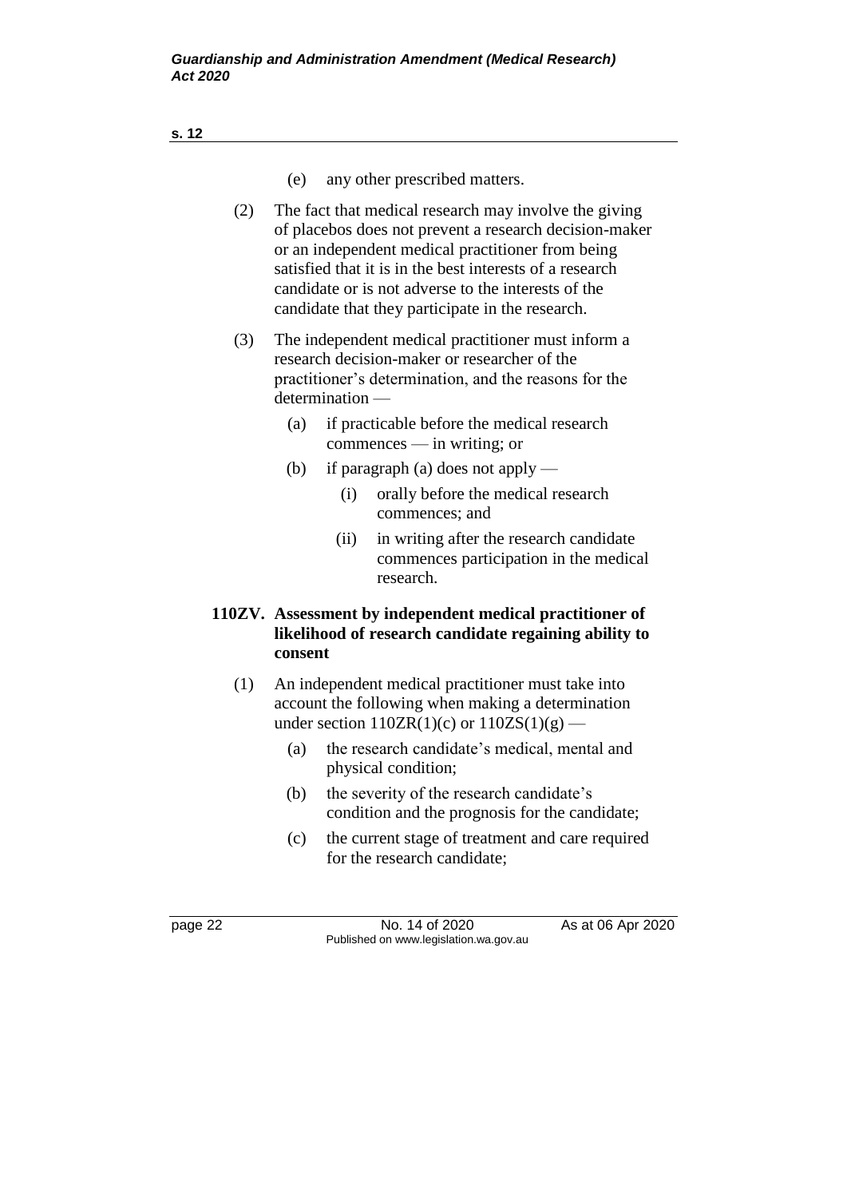(e) any other prescribed matters.

(2) The fact that medical research may involve the giving of placebos does not prevent a research decision-maker or an independent medical practitioner from being satisfied that it is in the best interests of a research candidate or is not adverse to the interests of the candidate that they participate in the research.

(3) The independent medical practitioner must inform a research decision-maker or researcher of the practitioner's determination, and the reasons for the determination —

(a) if practicable before the medical research commences — in writing; or

(b) if paragraph (a) does not apply —

(i) orally before the medical research commences; and

(ii) in writing after the research candidate commences participation in the medical research.

**110ZV. Assessment by independent medical practitioner of likelihood of research candidate regaining ability to consent**

(1) An independent medical practitioner must take into account the following when making a determination under section 110ZR(1)(c) or 110ZS(1)(g) —

(a) the research candidate's medical, mental and physical condition;

(b) the severity of the research candidate's condition and the prognosis for the candidate;

(c) the current stage of treatment and care required for the research candidate;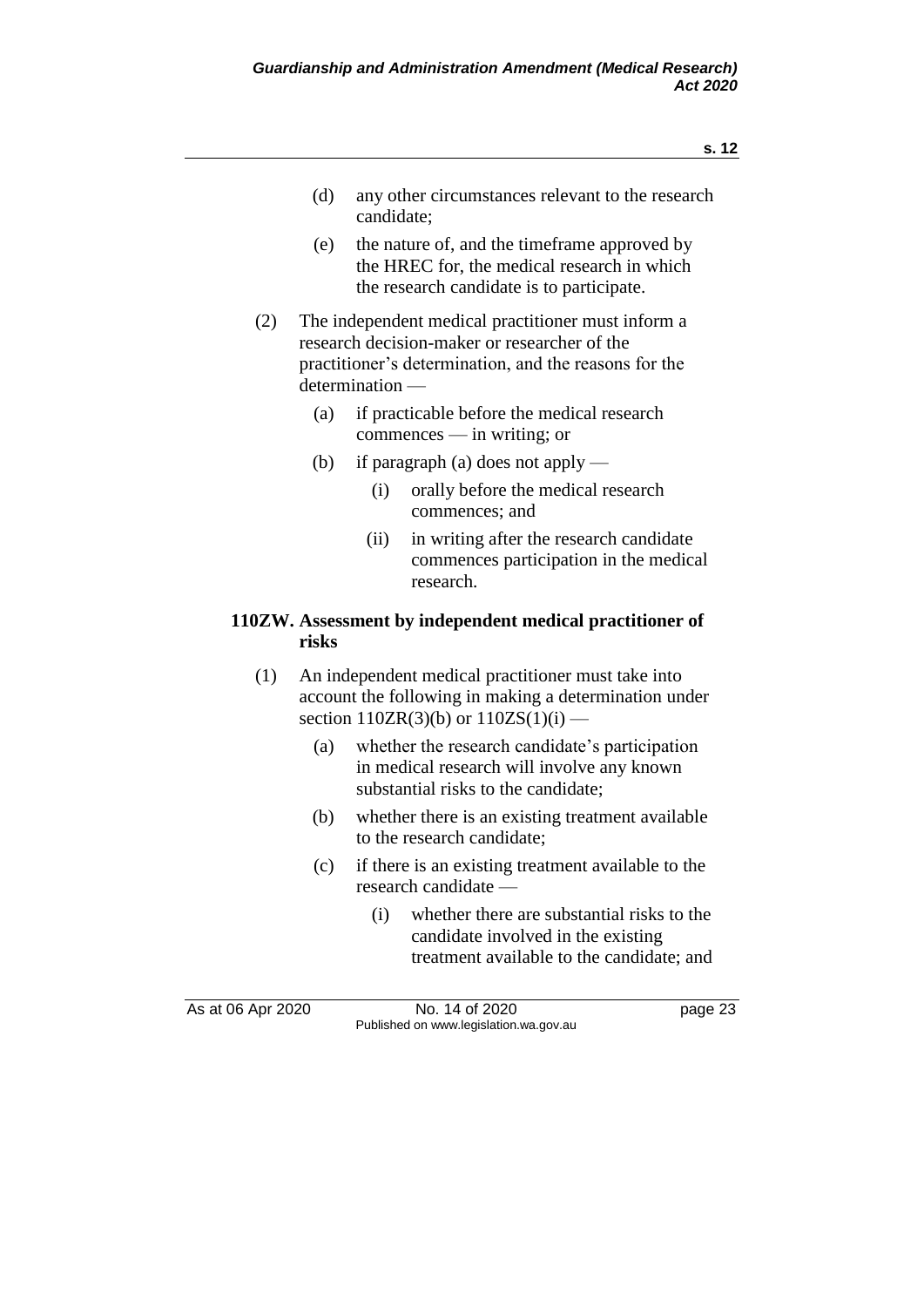(d) any other circumstances relevant to the research candidate;

(e) the nature of, and the timeframe approved by the HREC for, the medical research in which the research candidate is to participate.

(2) The independent medical practitioner must inform a research decision-maker or researcher of the practitioner's determination, and the reasons for the determination —

(a) if practicable before the medical research commences — in writing; or

(b) if paragraph (a) does not apply —

(i) orally before the medical research commences; and

(ii) in writing after the research candidate commences participation in the medical research.

### 110ZW. Assessment by independent medical practitioner of risks

(1) An independent medical practitioner must take into account the following in making a determination under section 110ZR(3)(b) or 110ZS(1)(i) —

(a) whether the research candidate's participation in medical research will involve any known substantial risks to the candidate;

(b) whether there is an existing treatment available to the research candidate;

(c) if there is an existing treatment available to the research candidate —

(i) whether there are substantial risks to the candidate involved in the existing treatment available to the candidate; and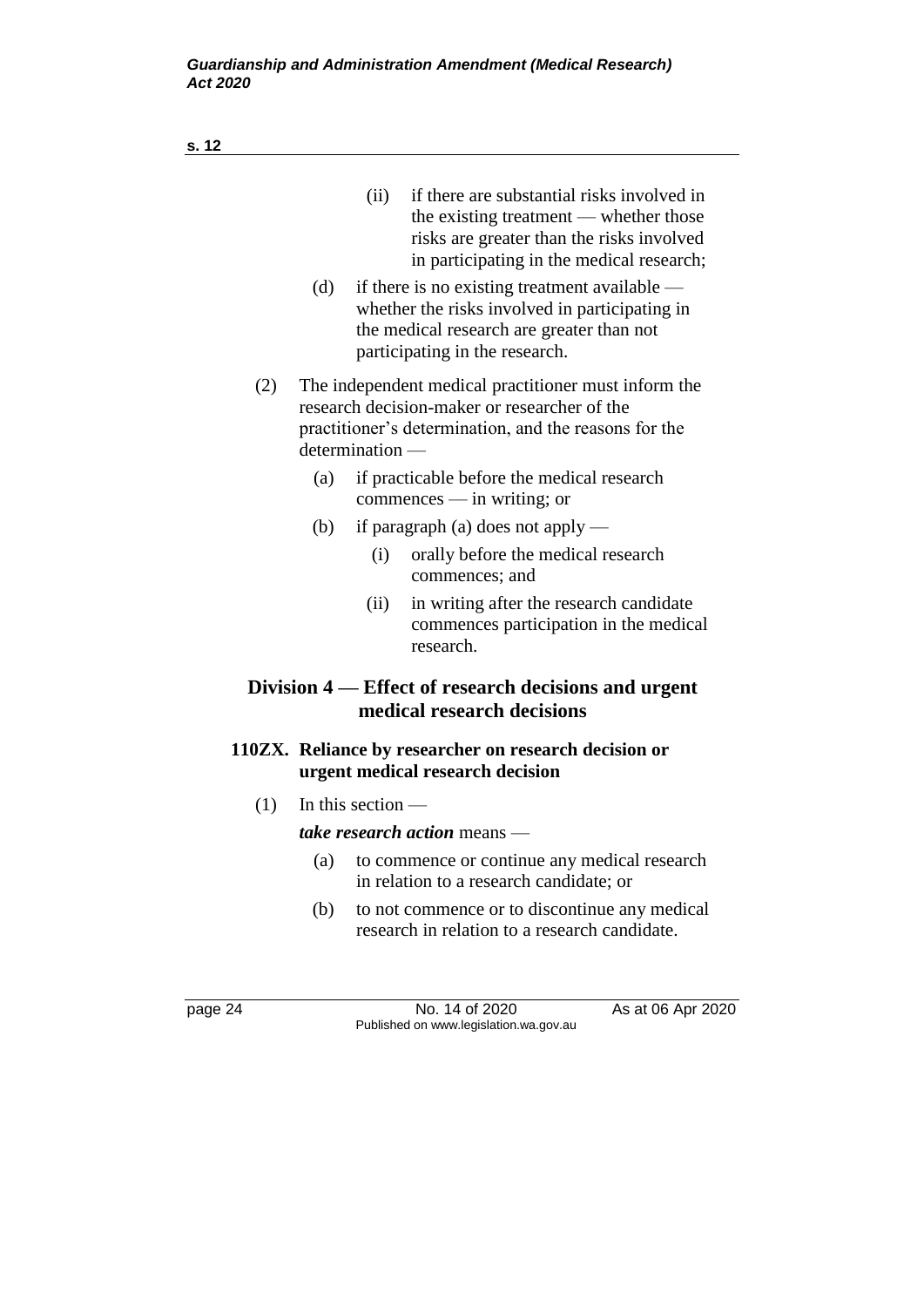(ii) if there are substantial risks involved in the existing treatment — whether those risks are greater than the risks involved in participating in the medical research;

(d) if there is no existing treatment available — whether the risks involved in participating in the medical research are greater than not participating in the research.

(2) The independent medical practitioner must inform the research decision-maker or researcher of the practitioner's determination, and the reasons for the determination —

(a) if practicable before the medical research commences — in writing; or

(b) if paragraph (a) does not apply —

(i) orally before the medical research commences; and

(ii) in writing after the research candidate commences participation in the medical research.

## Division 4 — Effect of research decisions and urgent medical research decisions

### 110ZX. Reliance by researcher on research decision or urgent medical research decision

(1) In this section —

***take research action*** means —

(a) to commence or continue any medical research in relation to a research candidate; or

(b) to not commence or to discontinue any medical research in relation to a research candidate.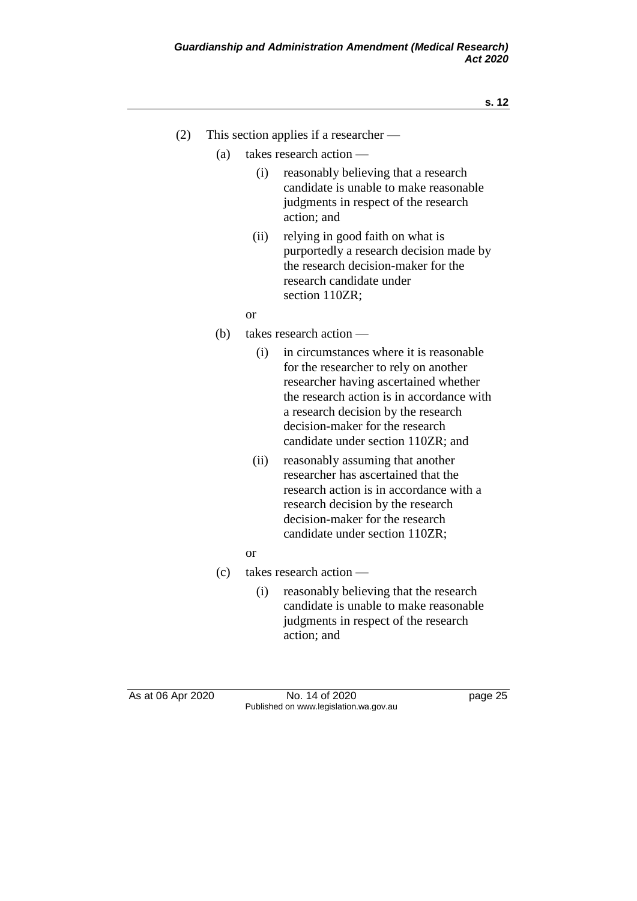(2) This section applies if a researcher —

(a) takes research action —

(i) reasonably believing that a research candidate is unable to make reasonable judgments in respect of the research action; and

(ii) relying in good faith on what is purportedly a research decision made by the research decision-maker for the research candidate under section 110ZR;

or

(b) takes research action —

(i) in circumstances where it is reasonable for the researcher to rely on another researcher having ascertained whether the research action is in accordance with a research decision by the research decision-maker for the research candidate under section 110ZR; and

(ii) reasonably assuming that another researcher has ascertained that the research action is in accordance with a research decision by the research decision-maker for the research candidate under section 110ZR;

or

(c) takes research action —

(i) reasonably believing that the research candidate is unable to make reasonable judgments in respect of the research action; and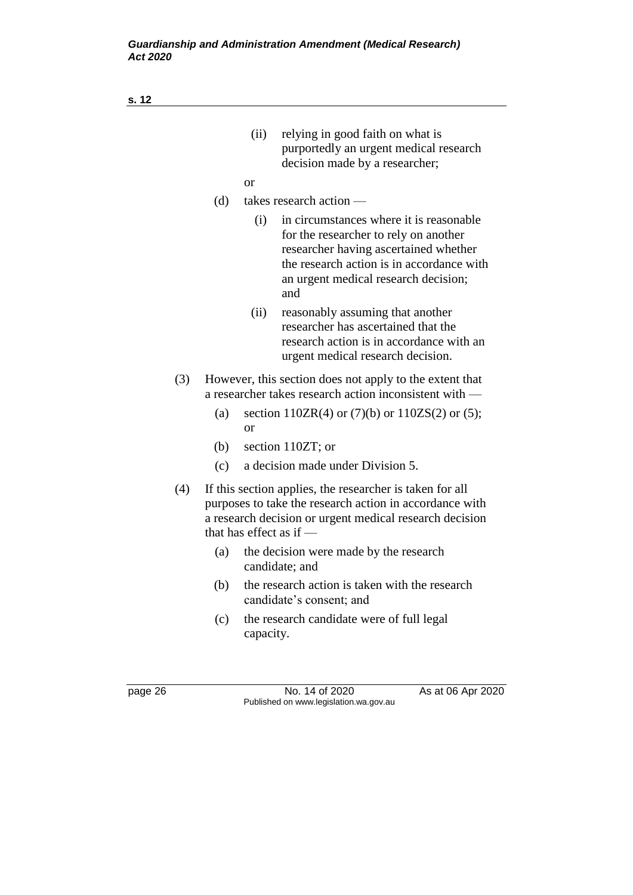(ii) relying in good faith on what is purportedly an urgent medical research decision made by a researcher;

or

(d) takes research action —

(i) in circumstances where it is reasonable for the researcher to rely on another researcher having ascertained whether the research action is in accordance with an urgent medical research decision; and

(ii) reasonably assuming that another researcher has ascertained that the research action is in accordance with an urgent medical research decision.

(3) However, this section does not apply to the extent that a researcher takes research action inconsistent with —

(a) section 110ZR(4) or (7)(b) or 110ZS(2) or (5); or

(b) section 110ZT; or

(c) a decision made under Division 5.

(4) If this section applies, the researcher is taken for all purposes to take the research action in accordance with a research decision or urgent medical research decision that has effect as if —

(a) the decision were made by the research candidate; and

(b) the research action is taken with the research candidate's consent; and

(c) the research candidate were of full legal capacity.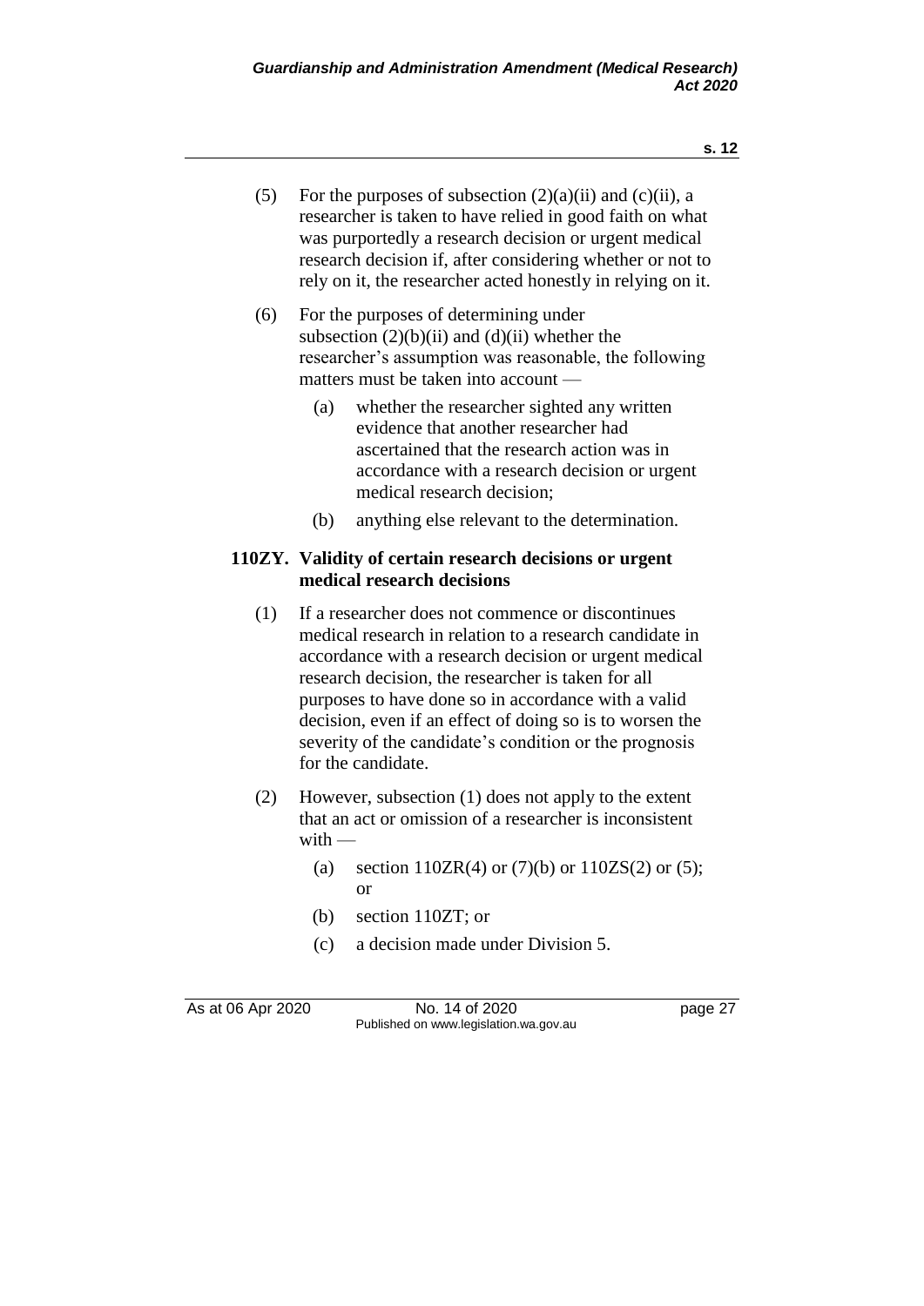(5) For the purposes of subsection (2)(a)(ii) and (c)(ii), a researcher is taken to have relied in good faith on what was purportedly a research decision or urgent medical research decision if, after considering whether or not to rely on it, the researcher acted honestly in relying on it.

(6) For the purposes of determining under subsection (2)(b)(ii) and (d)(ii) whether the researcher's assumption was reasonable, the following matters must be taken into account —

(a) whether the researcher sighted any written evidence that another researcher had ascertained that the research action was in accordance with a research decision or urgent medical research decision;

(b) anything else relevant to the determination.

### 110ZY. Validity of certain research decisions or urgent medical research decisions

(1) If a researcher does not commence or discontinues medical research in relation to a research candidate in accordance with a research decision or urgent medical research decision, the researcher is taken for all purposes to have done so in accordance with a valid decision, even if an effect of doing so is to worsen the severity of the candidate's condition or the prognosis for the candidate.

(2) However, subsection (1) does not apply to the extent that an act or omission of a researcher is inconsistent with —

(a) section 110ZR(4) or (7)(b) or 110ZS(2) or (5); or

(b) section 110ZT; or

(c) a decision made under Division 5.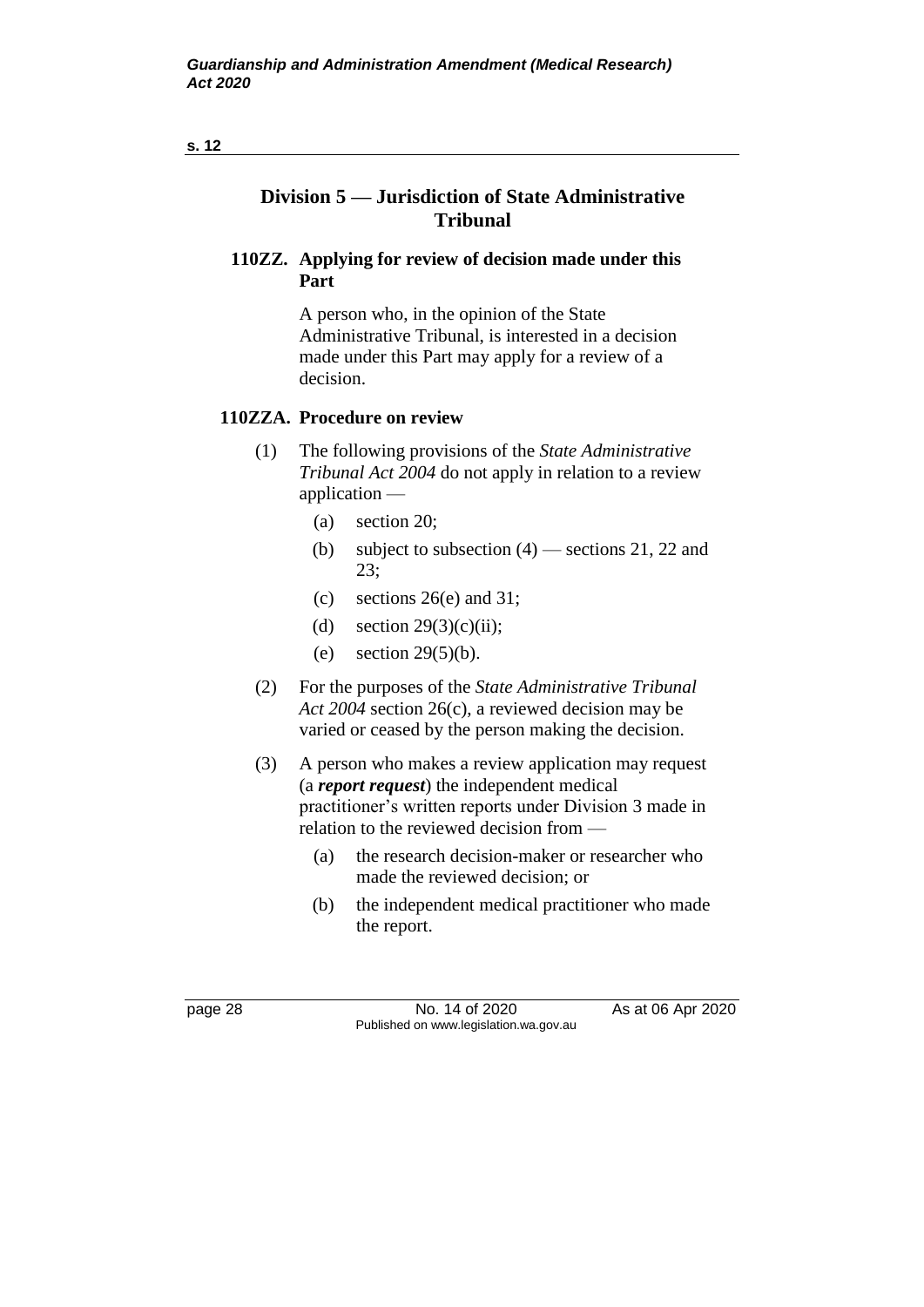## Division 5 — Jurisdiction of State Administrative Tribunal

### 110ZZ. Applying for review of decision made under this Part

A person who, in the opinion of the State Administrative Tribunal, is interested in a decision made under this Part may apply for a review of a decision.

### 110ZZA. Procedure on review

(1) The following provisions of the *State Administrative Tribunal Act 2004* do not apply in relation to a review application —

- (a) section 20;
- (b) subject to subsection (4) — sections 21, 22 and 23;
- (c) sections 26(e) and 31;
- (d) section 29(3)(c)(ii);
- (e) section 29(5)(b).

(2) For the purposes of the *State Administrative Tribunal Act 2004* section 26(c), a reviewed decision may be varied or ceased by the person making the decision.

(3) A person who makes a review application may request (a ***report request***) the independent medical practitioner's written reports under Division 3 made in relation to the reviewed decision from —

- (a) the research decision-maker or researcher who made the reviewed decision; or
- (b) the independent medical practitioner who made the report.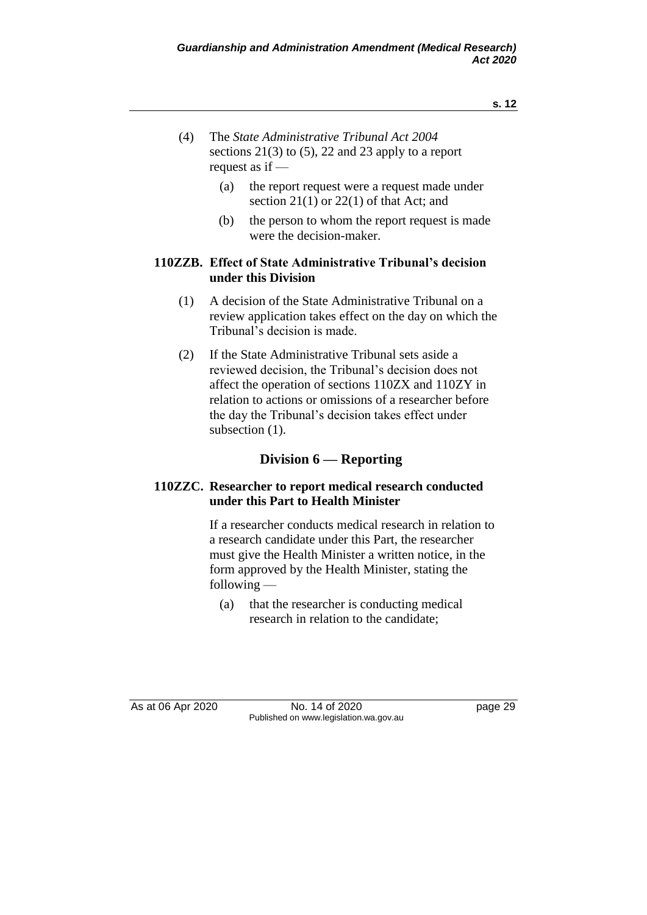(4) The *State Administrative Tribunal Act 2004* sections 21(3) to (5), 22 and 23 apply to a report request as if —

  (a) the report request were a request made under section 21(1) or 22(1) of that Act; and

  (b) the person to whom the report request is made were the decision-maker.

### 110ZZB. Effect of State Administrative Tribunal's decision under this Division

(1) A decision of the State Administrative Tribunal on a review application takes effect on the day on which the Tribunal's decision is made.

(2) If the State Administrative Tribunal sets aside a reviewed decision, the Tribunal's decision does not affect the operation of sections 110ZX and 110ZY in relation to actions or omissions of a researcher before the day the Tribunal's decision takes effect under subsection (1).

## Division 6 — Reporting

### 110ZZC. Researcher to report medical research conducted under this Part to Health Minister

If a researcher conducts medical research in relation to a research candidate under this Part, the researcher must give the Health Minister a written notice, in the form approved by the Health Minister, stating the following —

  (a) that the researcher is conducting medical research in relation to the candidate;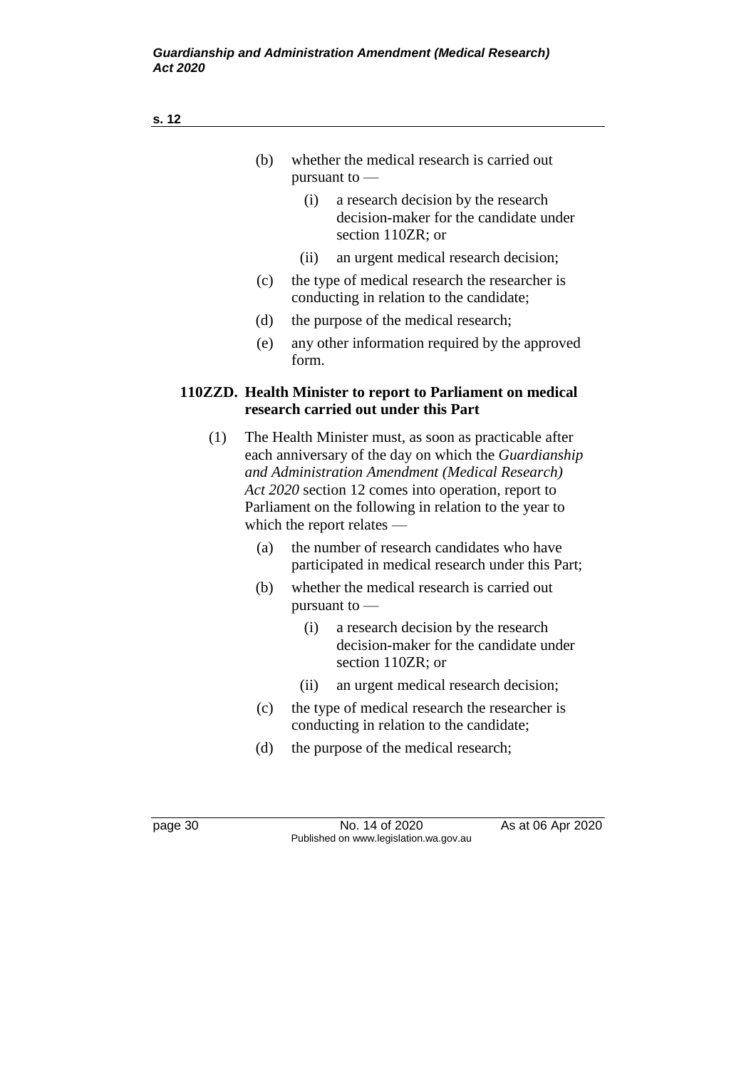(b) whether the medical research is carried out pursuant to —

   (i) a research decision by the research decision-maker for the candidate under section 110ZR; or

   (ii) an urgent medical research decision;

(c) the type of medical research the researcher is conducting in relation to the candidate;

(d) the purpose of the medical research;

(e) any other information required by the approved form.

**110ZZD. Health Minister to report to Parliament on medical research carried out under this Part**

(1) The Health Minister must, as soon as practicable after each anniversary of the day on which the *Guardianship and Administration Amendment (Medical Research) Act 2020* section 12 comes into operation, report to Parliament on the following in relation to the year to which the report relates —

   (a) the number of research candidates who have participated in medical research under this Part;

   (b) whether the medical research is carried out pursuant to —

      (i) a research decision by the research decision-maker for the candidate under section 110ZR; or

      (ii) an urgent medical research decision;

   (c) the type of medical research the researcher is conducting in relation to the candidate;

   (d) the purpose of the medical research;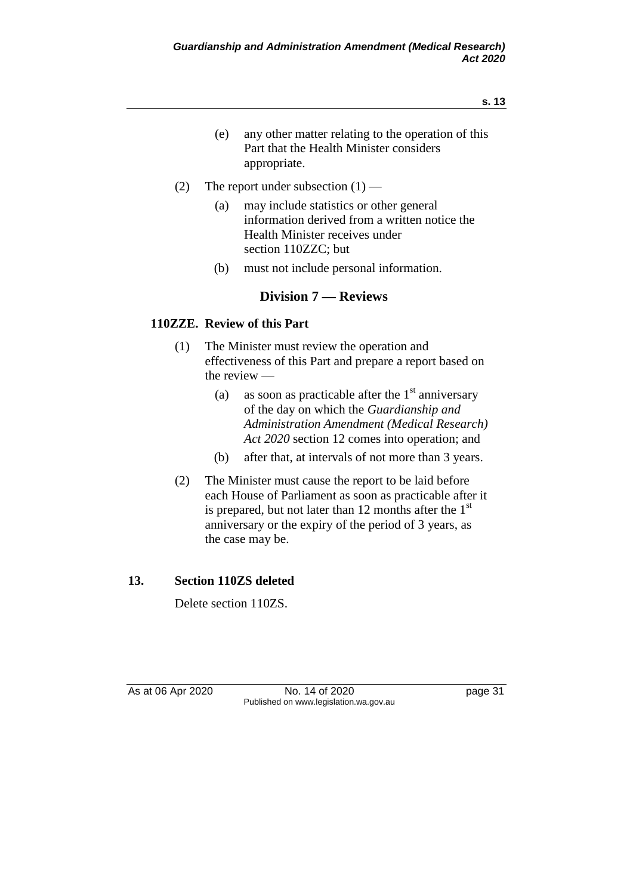(e) any other matter relating to the operation of this Part that the Health Minister considers appropriate.

(2) The report under subsection (1) —

(a) may include statistics or other general information derived from a written notice the Health Minister receives under section 110ZZC; but

(b) must not include personal information.

## Division 7 — Reviews

### 110ZZE. Review of this Part

(1) The Minister must review the operation and effectiveness of this Part and prepare a report based on the review —

(a) as soon as practicable after the 1st anniversary of the day on which the *Guardianship and Administration Amendment (Medical Research) Act 2020* section 12 comes into operation; and

(b) after that, at intervals of not more than 3 years.

(2) The Minister must cause the report to be laid before each House of Parliament as soon as practicable after it is prepared, but not later than 12 months after the 1st anniversary or the expiry of the period of 3 years, as the case may be.

### 13. Section 110ZS deleted

Delete section 110ZS.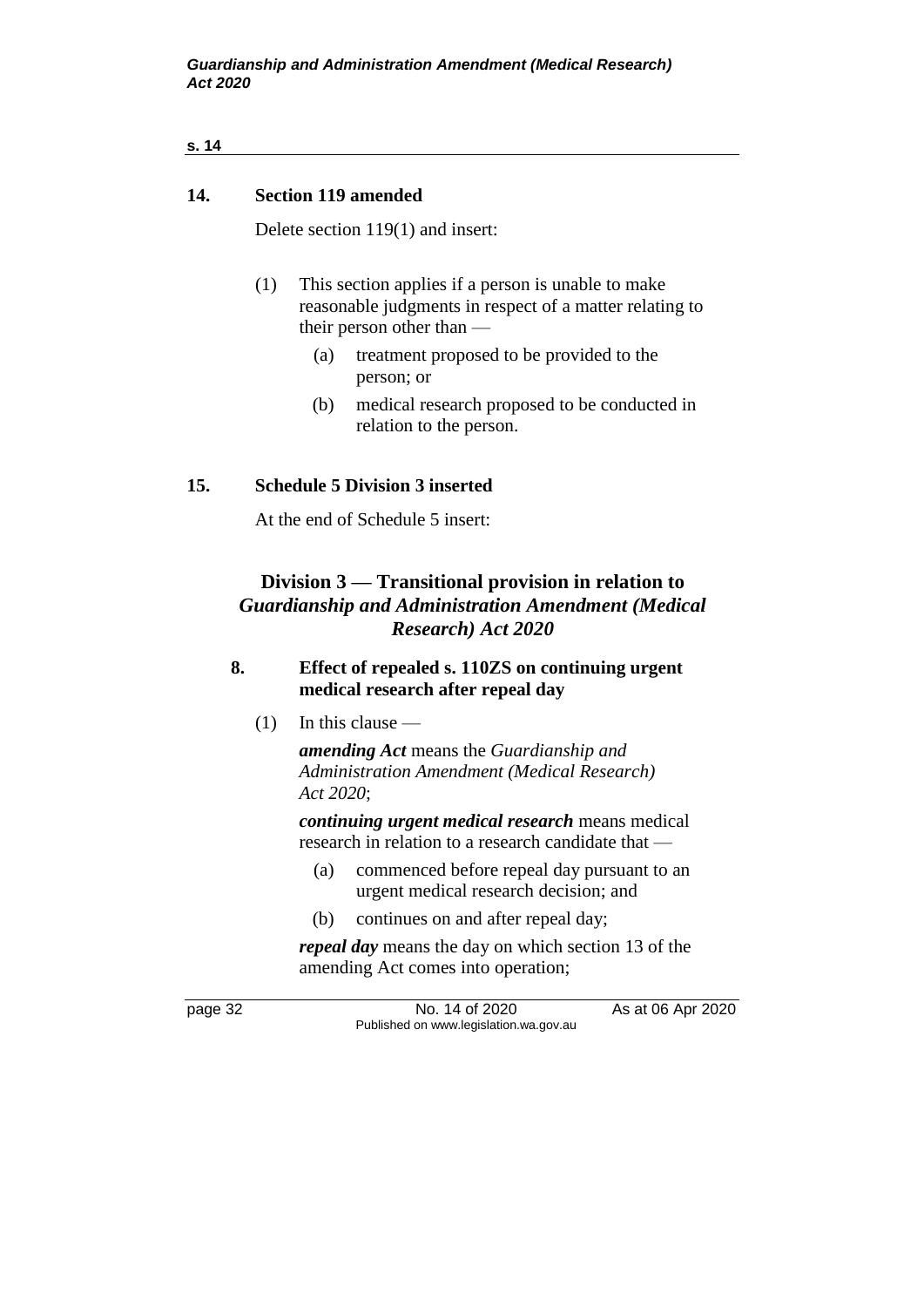## 14. Section 119 amended

Delete section 119(1) and insert:

(1) This section applies if a person is unable to make reasonable judgments in respect of a matter relating to their person other than —

  (a) treatment proposed to be provided to the person; or

  (b) medical research proposed to be conducted in relation to the person.

## 15. Schedule 5 Division 3 inserted

At the end of Schedule 5 insert:

### Division 3 — Transitional provision in relation to *Guardianship and Administration Amendment (Medical Research) Act 2020*

#### 8. Effect of repealed s. 110ZS on continuing urgent medical research after repeal day

(1) In this clause —

***amending Act*** means the *Guardianship and Administration Amendment (Medical Research) Act 2020*;

***continuing urgent medical research*** means medical research in relation to a research candidate that —

  (a) commenced before repeal day pursuant to an urgent medical research decision; and

  (b) continues on and after repeal day;

***repeal day*** means the day on which section 13 of the amending Act comes into operation;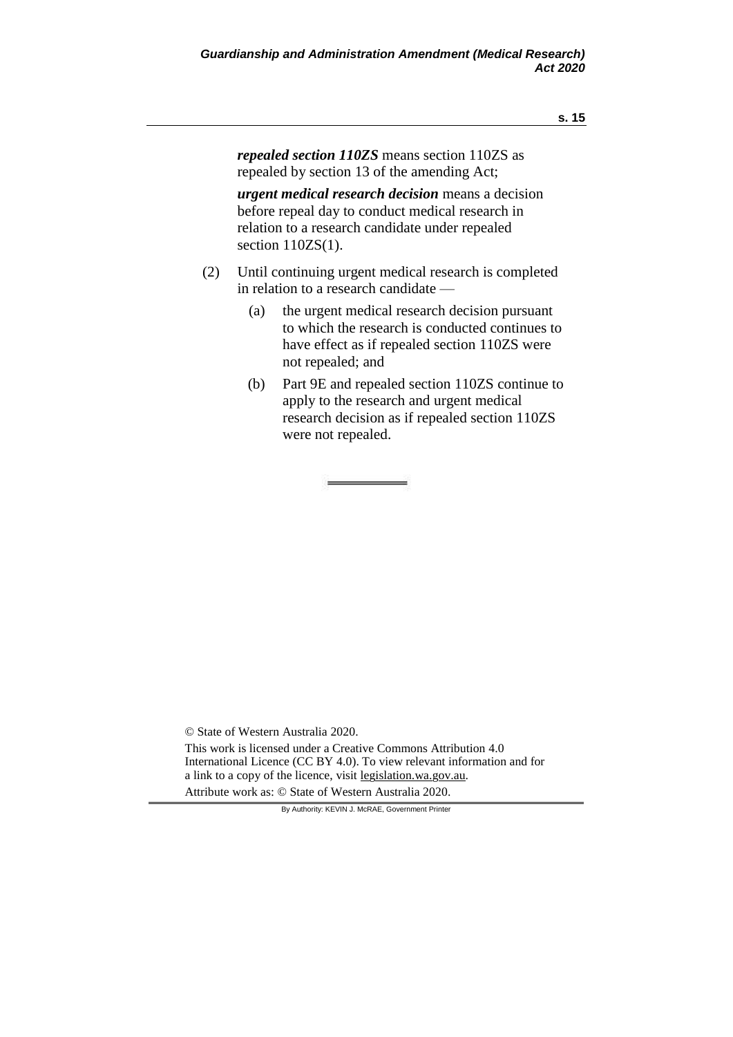***repealed section 110ZS*** means section 110ZS as repealed by section 13 of the amending Act;

***urgent medical research decision*** means a decision before repeal day to conduct medical research in relation to a research candidate under repealed section 110ZS(1).

(2) Until continuing urgent medical research is completed in relation to a research candidate —

(a) the urgent medical research decision pursuant to which the research is conducted continues to have effect as if repealed section 110ZS were not repealed; and

(b) Part 9E and repealed section 110ZS continue to apply to the research and urgent medical research decision as if repealed section 110ZS were not repealed.

© State of Western Australia 2020.

This work is licensed under a Creative Commons Attribution 4.0 International Licence (CC BY 4.0). To view relevant information and for a link to a copy of the licence, visit legislation.wa.gov.au.

Attribute work as: © State of Western Australia 2020.

By Authority: KEVIN J. McRAE, Government Printer